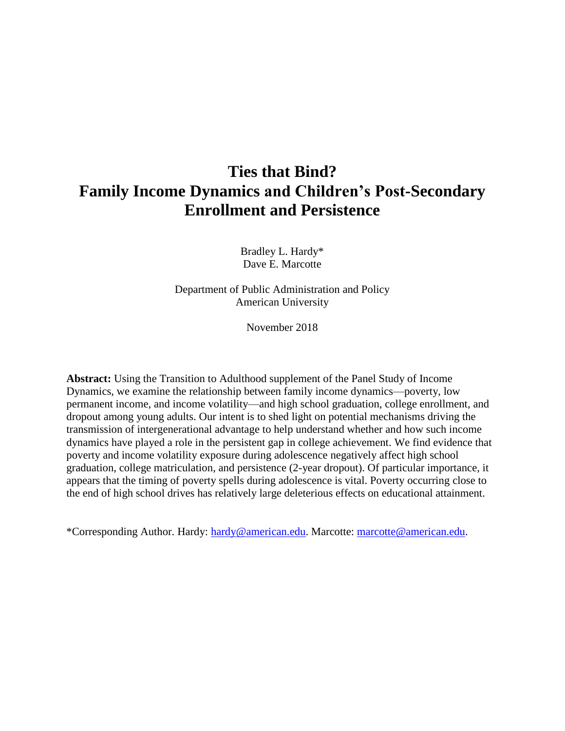# Ties that Bind?
# Family Income Dynamics and Children's Post-Secondary Enrollment and Persistence

Bradley L. Hardy*
Dave E. Marcotte

Department of Public Administration and Policy
American University

November 2018

**Abstract:** Using the Transition to Adulthood supplement of the Panel Study of Income Dynamics, we examine the relationship between family income dynamics—poverty, low permanent income, and income volatility—and high school graduation, college enrollment, and dropout among young adults. Our intent is to shed light on potential mechanisms driving the transmission of intergenerational advantage to help understand whether and how such income dynamics have played a role in the persistent gap in college achievement. We find evidence that poverty and income volatility exposure during adolescence negatively affect high school graduation, college matriculation, and persistence (2-year dropout). Of particular importance, it appears that the timing of poverty spells during adolescence is vital. Poverty occurring close to the end of high school drives has relatively large deleterious effects on educational attainment.

*Corresponding Author. Hardy: hardy@american.edu. Marcotte: marcotte@american.edu.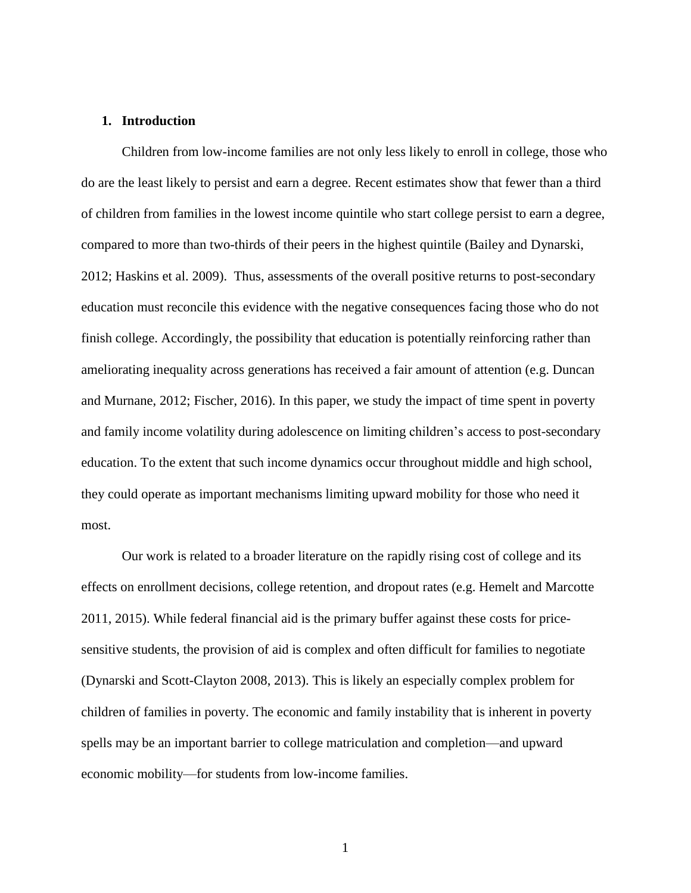## 1. Introduction

Children from low-income families are not only less likely to enroll in college, those who do are the least likely to persist and earn a degree. Recent estimates show that fewer than a third of children from families in the lowest income quintile who start college persist to earn a degree, compared to more than two-thirds of their peers in the highest quintile (Bailey and Dynarski, 2012; Haskins et al. 2009). Thus, assessments of the overall positive returns to post-secondary education must reconcile this evidence with the negative consequences facing those who do not finish college. Accordingly, the possibility that education is potentially reinforcing rather than ameliorating inequality across generations has received a fair amount of attention (e.g. Duncan and Murnane, 2012; Fischer, 2016). In this paper, we study the impact of time spent in poverty and family income volatility during adolescence on limiting children's access to post-secondary education. To the extent that such income dynamics occur throughout middle and high school, they could operate as important mechanisms limiting upward mobility for those who need it most.

Our work is related to a broader literature on the rapidly rising cost of college and its effects on enrollment decisions, college retention, and dropout rates (e.g. Hemelt and Marcotte 2011, 2015). While federal financial aid is the primary buffer against these costs for price-sensitive students, the provision of aid is complex and often difficult for families to negotiate (Dynarski and Scott-Clayton 2008, 2013). This is likely an especially complex problem for children of families in poverty. The economic and family instability that is inherent in poverty spells may be an important barrier to college matriculation and completion—and upward economic mobility—for students from low-income families.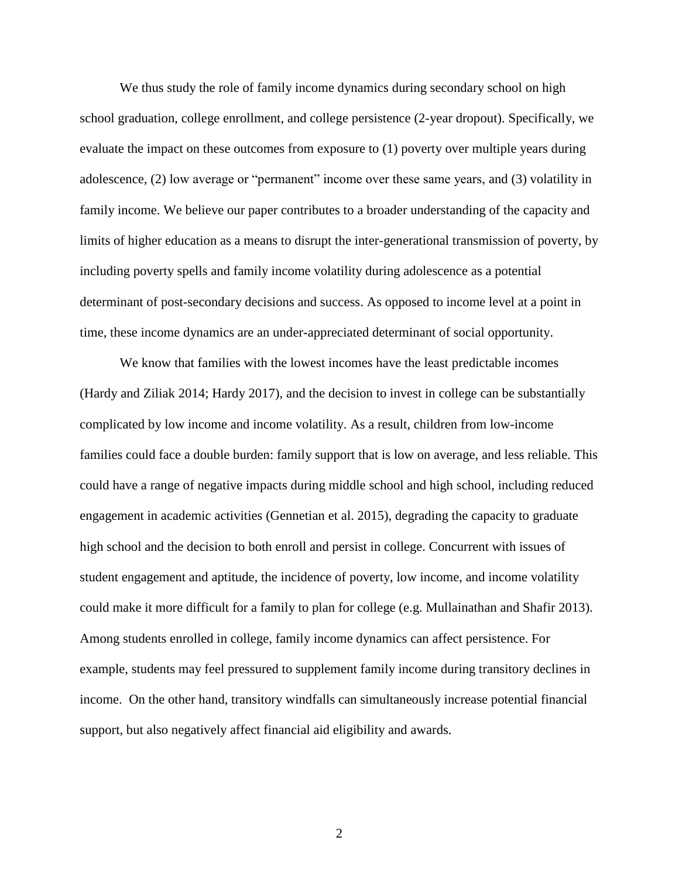We thus study the role of family income dynamics during secondary school on high school graduation, college enrollment, and college persistence (2-year dropout). Specifically, we evaluate the impact on these outcomes from exposure to (1) poverty over multiple years during adolescence, (2) low average or "permanent" income over these same years, and (3) volatility in family income. We believe our paper contributes to a broader understanding of the capacity and limits of higher education as a means to disrupt the inter-generational transmission of poverty, by including poverty spells and family income volatility during adolescence as a potential determinant of post-secondary decisions and success. As opposed to income level at a point in time, these income dynamics are an under-appreciated determinant of social opportunity.

We know that families with the lowest incomes have the least predictable incomes (Hardy and Ziliak 2014; Hardy 2017), and the decision to invest in college can be substantially complicated by low income and income volatility. As a result, children from low-income families could face a double burden: family support that is low on average, and less reliable. This could have a range of negative impacts during middle school and high school, including reduced engagement in academic activities (Gennetian et al. 2015), degrading the capacity to graduate high school and the decision to both enroll and persist in college. Concurrent with issues of student engagement and aptitude, the incidence of poverty, low income, and income volatility could make it more difficult for a family to plan for college (e.g. Mullainathan and Shafir 2013). Among students enrolled in college, family income dynamics can affect persistence. For example, students may feel pressured to supplement family income during transitory declines in income. On the other hand, transitory windfalls can simultaneously increase potential financial support, but also negatively affect financial aid eligibility and awards.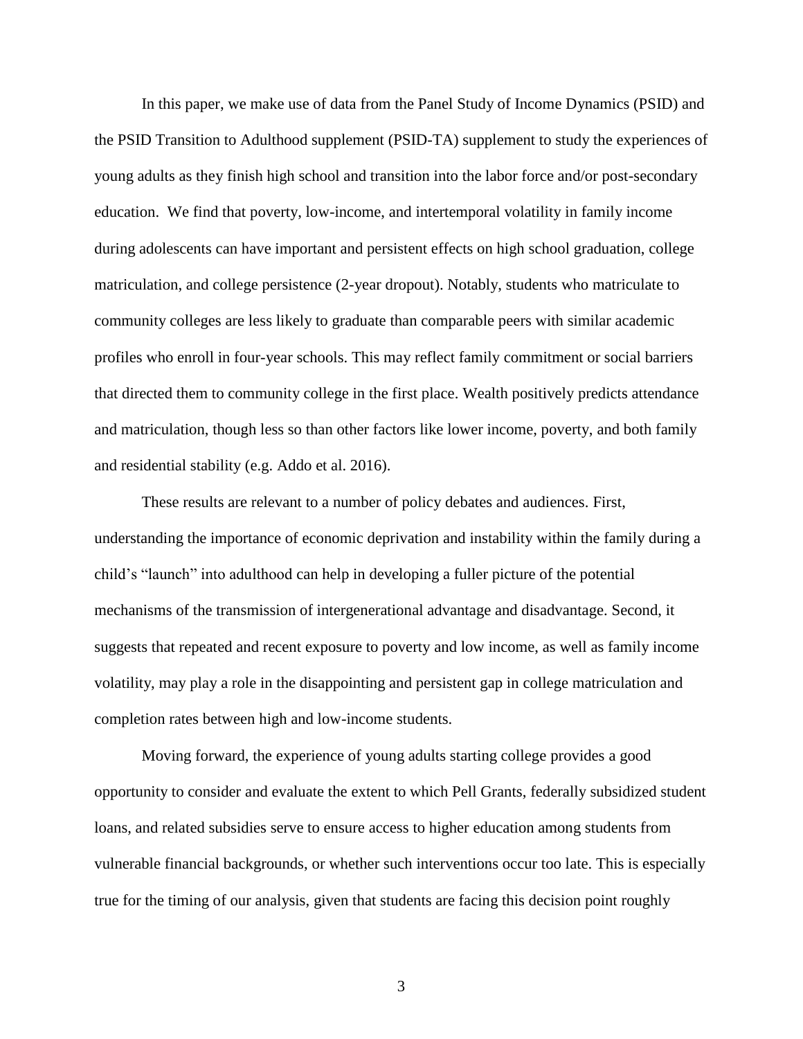In this paper, we make use of data from the Panel Study of Income Dynamics (PSID) and the PSID Transition to Adulthood supplement (PSID-TA) supplement to study the experiences of young adults as they finish high school and transition into the labor force and/or post-secondary education. We find that poverty, low-income, and intertemporal volatility in family income during adolescents can have important and persistent effects on high school graduation, college matriculation, and college persistence (2-year dropout). Notably, students who matriculate to community colleges are less likely to graduate than comparable peers with similar academic profiles who enroll in four-year schools. This may reflect family commitment or social barriers that directed them to community college in the first place. Wealth positively predicts attendance and matriculation, though less so than other factors like lower income, poverty, and both family and residential stability (e.g. Addo et al. 2016).

These results are relevant to a number of policy debates and audiences. First, understanding the importance of economic deprivation and instability within the family during a child's "launch" into adulthood can help in developing a fuller picture of the potential mechanisms of the transmission of intergenerational advantage and disadvantage. Second, it suggests that repeated and recent exposure to poverty and low income, as well as family income volatility, may play a role in the disappointing and persistent gap in college matriculation and completion rates between high and low-income students.

Moving forward, the experience of young adults starting college provides a good opportunity to consider and evaluate the extent to which Pell Grants, federally subsidized student loans, and related subsidies serve to ensure access to higher education among students from vulnerable financial backgrounds, or whether such interventions occur too late. This is especially true for the timing of our analysis, given that students are facing this decision point roughly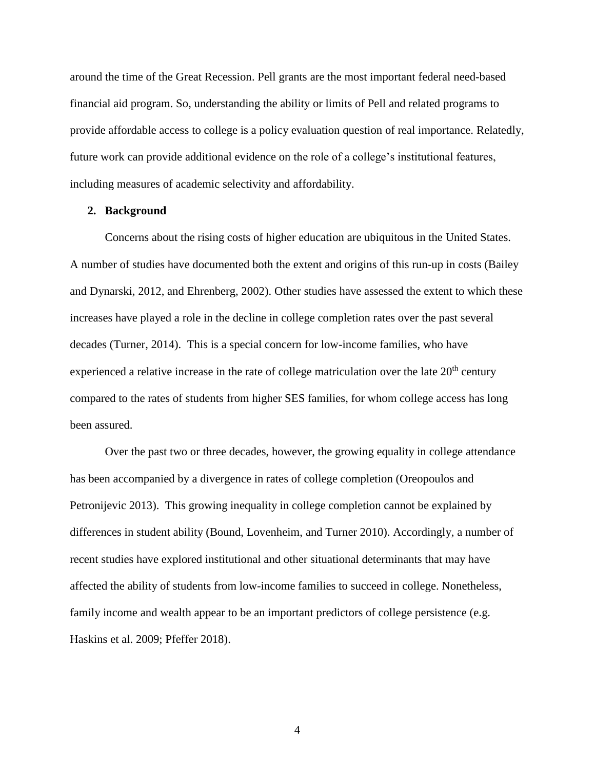around the time of the Great Recession. Pell grants are the most important federal need-based financial aid program. So, understanding the ability or limits of Pell and related programs to provide affordable access to college is a policy evaluation question of real importance. Relatedly, future work can provide additional evidence on the role of a college's institutional features, including measures of academic selectivity and affordability.

## 2. Background

Concerns about the rising costs of higher education are ubiquitous in the United States. A number of studies have documented both the extent and origins of this run-up in costs (Bailey and Dynarski, 2012, and Ehrenberg, 2002). Other studies have assessed the extent to which these increases have played a role in the decline in college completion rates over the past several decades (Turner, 2014). This is a special concern for low-income families, who have experienced a relative increase in the rate of college matriculation over the late 20th century compared to the rates of students from higher SES families, for whom college access has long been assured.

Over the past two or three decades, however, the growing equality in college attendance has been accompanied by a divergence in rates of college completion (Oreopoulos and Petronijevic 2013). This growing inequality in college completion cannot be explained by differences in student ability (Bound, Lovenheim, and Turner 2010). Accordingly, a number of recent studies have explored institutional and other situational determinants that may have affected the ability of students from low-income families to succeed in college. Nonetheless, family income and wealth appear to be an important predictors of college persistence (e.g. Haskins et al. 2009; Pfeffer 2018).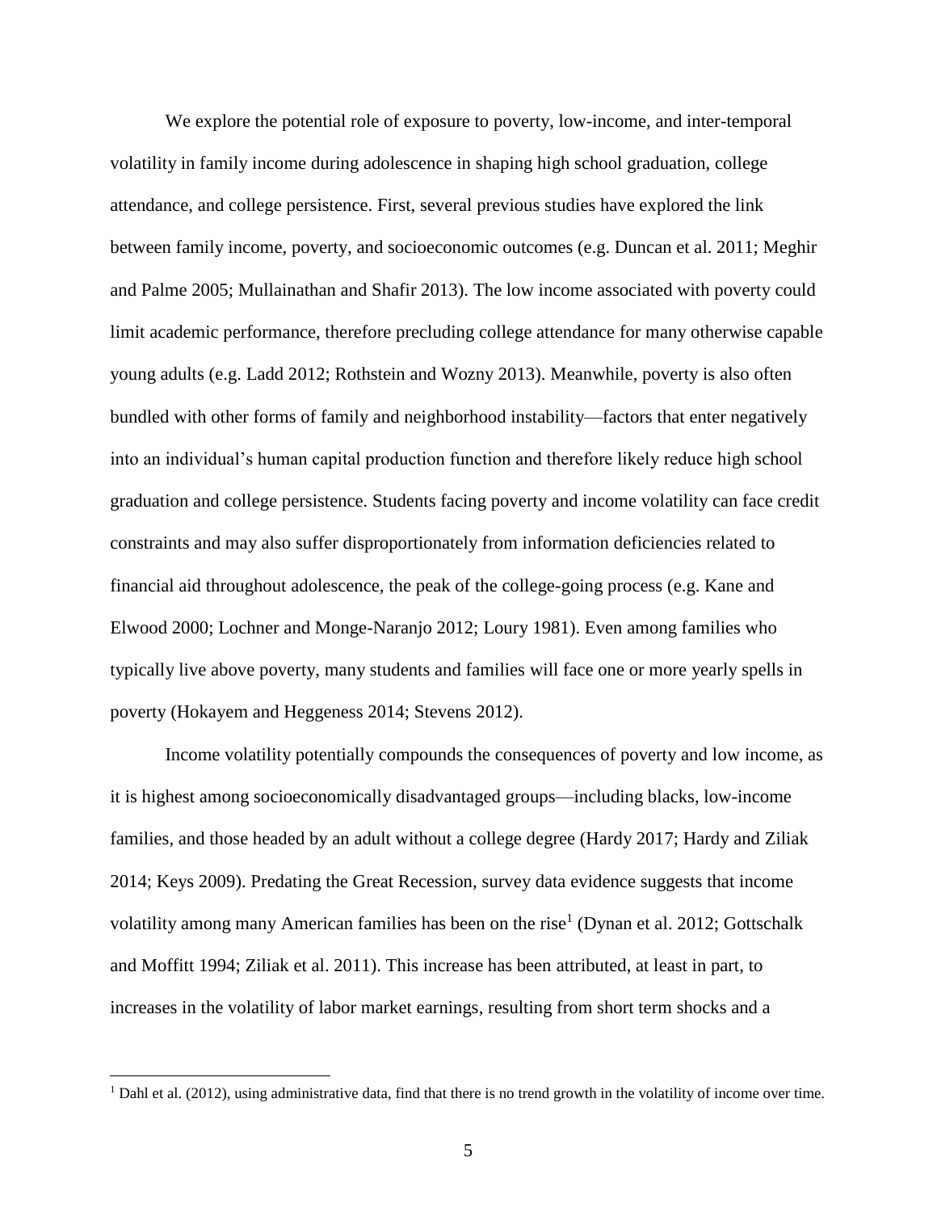We explore the potential role of exposure to poverty, low-income, and inter-temporal volatility in family income during adolescence in shaping high school graduation, college attendance, and college persistence. First, several previous studies have explored the link between family income, poverty, and socioeconomic outcomes (e.g. Duncan et al. 2011; Meghir and Palme 2005; Mullainathan and Shafir 2013). The low income associated with poverty could limit academic performance, therefore precluding college attendance for many otherwise capable young adults (e.g. Ladd 2012; Rothstein and Wozny 2013). Meanwhile, poverty is also often bundled with other forms of family and neighborhood instability—factors that enter negatively into an individual's human capital production function and therefore likely reduce high school graduation and college persistence. Students facing poverty and income volatility can face credit constraints and may also suffer disproportionately from information deficiencies related to financial aid throughout adolescence, the peak of the college-going process (e.g. Kane and Elwood 2000; Lochner and Monge-Naranjo 2012; Loury 1981). Even among families who typically live above poverty, many students and families will face one or more yearly spells in poverty (Hokayem and Heggeness 2014; Stevens 2012).

Income volatility potentially compounds the consequences of poverty and low income, as it is highest among socioeconomically disadvantaged groups—including blacks, low-income families, and those headed by an adult without a college degree (Hardy 2017; Hardy and Ziliak 2014; Keys 2009). Predating the Great Recession, survey data evidence suggests that income volatility among many American families has been on the rise[1] (Dynan et al. 2012; Gottschalk and Moffitt 1994; Ziliak et al. 2011). This increase has been attributed, at least in part, to increases in the volatility of labor market earnings, resulting from short term shocks and a

[1] Dahl et al. (2012), using administrative data, find that there is no trend growth in the volatility of income over time.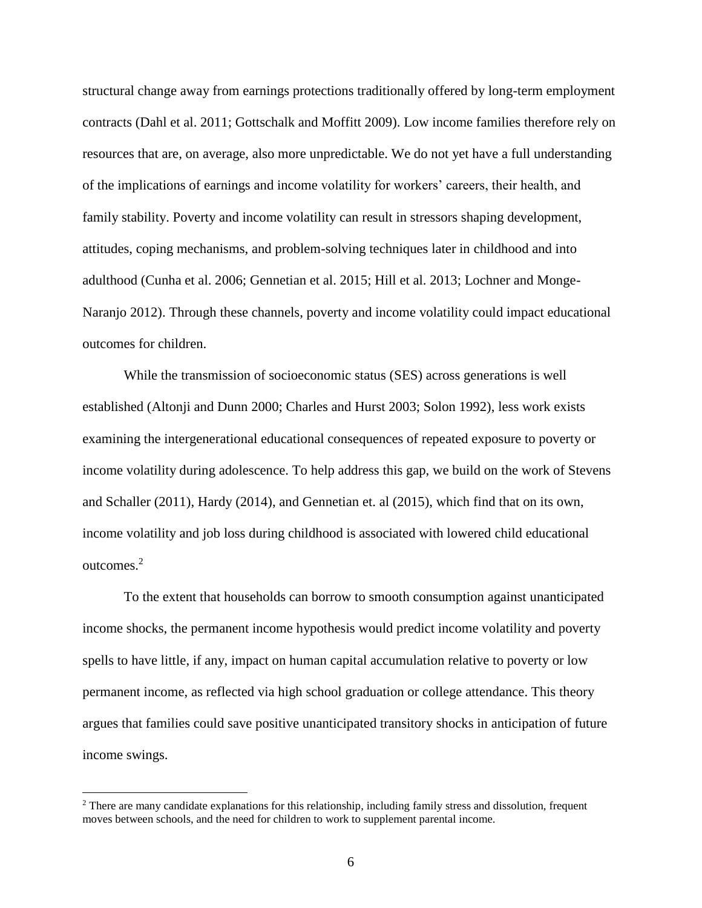structural change away from earnings protections traditionally offered by long-term employment contracts (Dahl et al. 2011; Gottschalk and Moffitt 2009). Low income families therefore rely on resources that are, on average, also more unpredictable. We do not yet have a full understanding of the implications of earnings and income volatility for workers' careers, their health, and family stability. Poverty and income volatility can result in stressors shaping development, attitudes, coping mechanisms, and problem-solving techniques later in childhood and into adulthood (Cunha et al. 2006; Gennetian et al. 2015; Hill et al. 2013; Lochner and Monge-Naranjo 2012). Through these channels, poverty and income volatility could impact educational outcomes for children.

While the transmission of socioeconomic status (SES) across generations is well established (Altonji and Dunn 2000; Charles and Hurst 2003; Solon 1992), less work exists examining the intergenerational educational consequences of repeated exposure to poverty or income volatility during adolescence. To help address this gap, we build on the work of Stevens and Schaller (2011), Hardy (2014), and Gennetian et. al (2015), which find that on its own, income volatility and job loss during childhood is associated with lowered child educational outcomes.[2]

To the extent that households can borrow to smooth consumption against unanticipated income shocks, the permanent income hypothesis would predict income volatility and poverty spells to have little, if any, impact on human capital accumulation relative to poverty or low permanent income, as reflected via high school graduation or college attendance. This theory argues that families could save positive unanticipated transitory shocks in anticipation of future income swings.

[2] There are many candidate explanations for this relationship, including family stress and dissolution, frequent moves between schools, and the need for children to work to supplement parental income.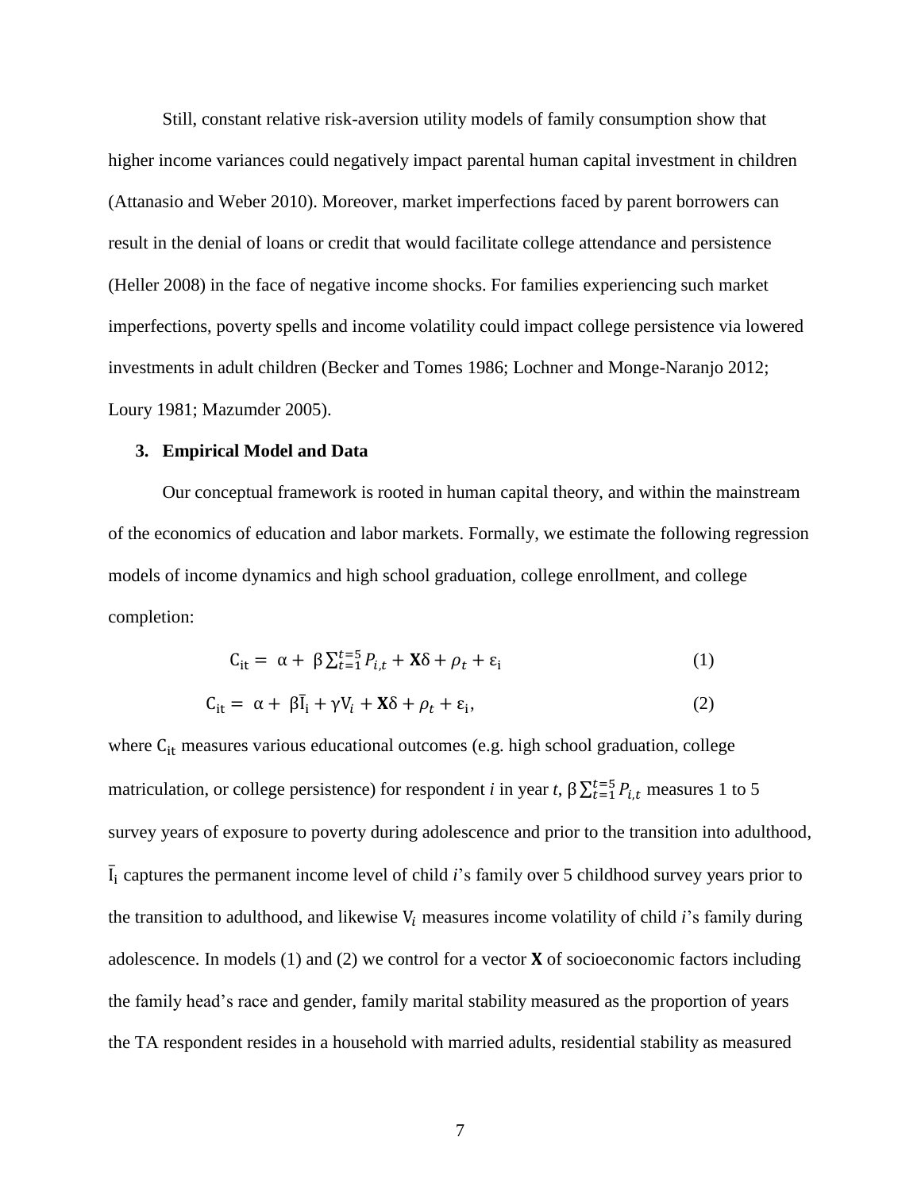Still, constant relative risk-aversion utility models of family consumption show that higher income variances could negatively impact parental human capital investment in children (Attanasio and Weber 2010). Moreover, market imperfections faced by parent borrowers can result in the denial of loans or credit that would facilitate college attendance and persistence (Heller 2008) in the face of negative income shocks. For families experiencing such market imperfections, poverty spells and income volatility could impact college persistence via lowered investments in adult children (Becker and Tomes 1986; Lochner and Monge-Naranjo 2012; Loury 1981; Mazumder 2005).

### 3. Empirical Model and Data

Our conceptual framework is rooted in human capital theory, and within the mainstream of the economics of education and labor markets. Formally, we estimate the following regression models of income dynamics and high school graduation, college enrollment, and college completion:

$$\mathrm{C}_{\mathrm{it}} = \alpha + \beta \sum_{t=1}^{t=5} P_{i,t} + \mathbf{X}\delta + \rho_t + \varepsilon_{\mathrm{i}} \tag{1}$$

$$\mathrm{C}_{\mathrm{it}} = \alpha + \beta \bar{\mathrm{I}}_{\mathrm{i}} + \gamma \mathrm{V}_i + \mathbf{X}\delta + \rho_t + \varepsilon_{\mathrm{i}}, \tag{2}$$

where $\mathrm{C}_{\mathrm{it}}$ measures various educational outcomes (e.g. high school graduation, college matriculation, or college persistence) for respondent *i* in year *t*, $\beta \sum_{t=1}^{t=5} P_{i,t}$ measures 1 to 5 survey years of exposure to poverty during adolescence and prior to the transition into adulthood, $\bar{\mathrm{I}}_{\mathrm{i}}$ captures the permanent income level of child *i*'s family over 5 childhood survey years prior to the transition to adulthood, and likewise $\mathrm{V}_i$ measures income volatility of child *i*'s family during adolescence. In models (1) and (2) we control for a vector **X** of socioeconomic factors including the family head's race and gender, family marital stability measured as the proportion of years the TA respondent resides in a household with married adults, residential stability as measured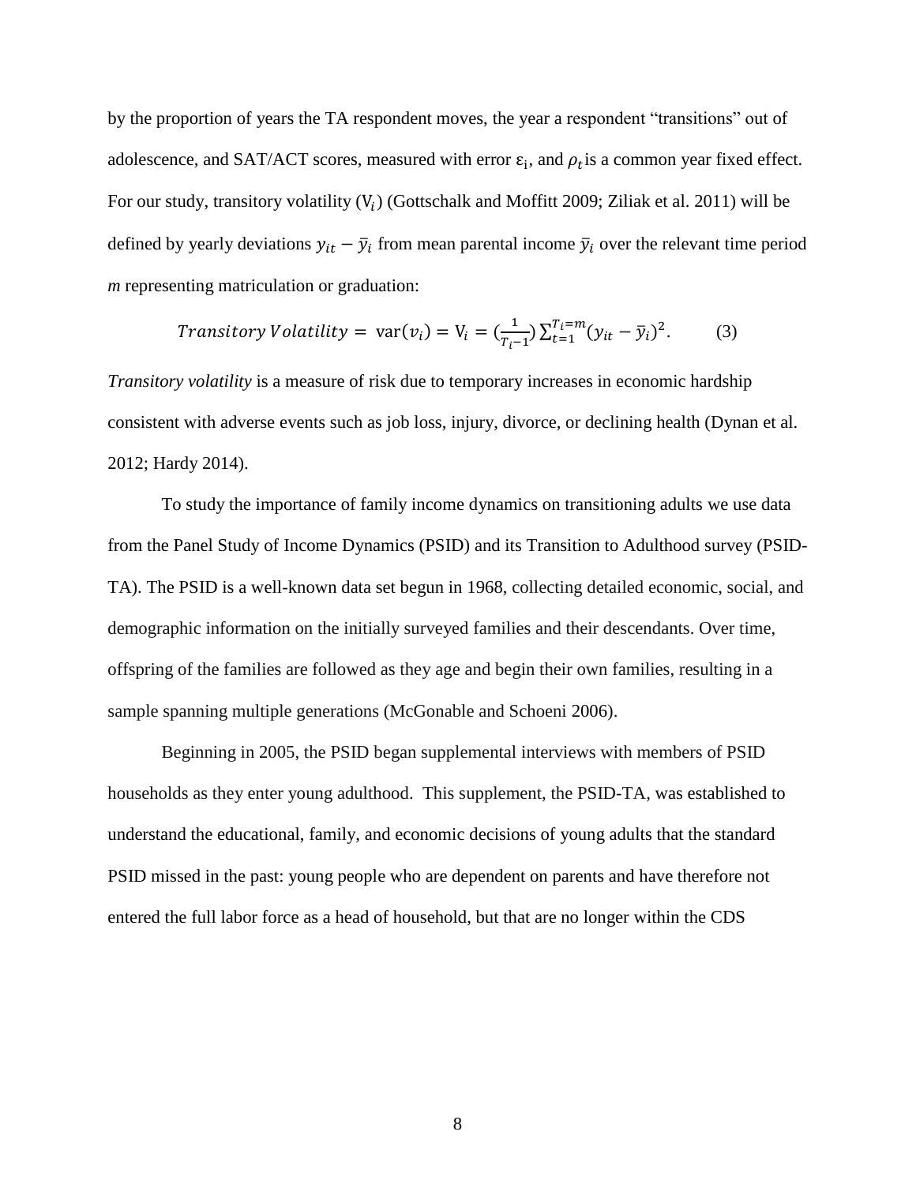by the proportion of years the TA respondent moves, the year a respondent "transitions" out of adolescence, and SAT/ACT scores, measured with error $\varepsilon_i$, and $\rho_t$ is a common year fixed effect. For our study, transitory volatility ($V_i$) (Gottschalk and Moffitt 2009; Ziliak et al. 2011) will be defined by yearly deviations $y_{it} - \bar{y}_i$ from mean parental income $\bar{y}_i$ over the relevant time period *m* representing matriculation or graduation:

$$Transitory\ Volatility = \text{var}(v_i) = V_i = (\frac{1}{T_i - 1}) \sum_{t=1}^{T_i = m} (y_{it} - \bar{y}_i)^2. \qquad (3)$$

*Transitory volatility* is a measure of risk due to temporary increases in economic hardship consistent with adverse events such as job loss, injury, divorce, or declining health (Dynan et al. 2012; Hardy 2014).

To study the importance of family income dynamics on transitioning adults we use data from the Panel Study of Income Dynamics (PSID) and its Transition to Adulthood survey (PSID-TA). The PSID is a well-known data set begun in 1968, collecting detailed economic, social, and demographic information on the initially surveyed families and their descendants. Over time, offspring of the families are followed as they age and begin their own families, resulting in a sample spanning multiple generations (McGonable and Schoeni 2006).

Beginning in 2005, the PSID began supplemental interviews with members of PSID households as they enter young adulthood. This supplement, the PSID-TA, was established to understand the educational, family, and economic decisions of young adults that the standard PSID missed in the past: young people who are dependent on parents and have therefore not entered the full labor force as a head of household, but that are no longer within the CDS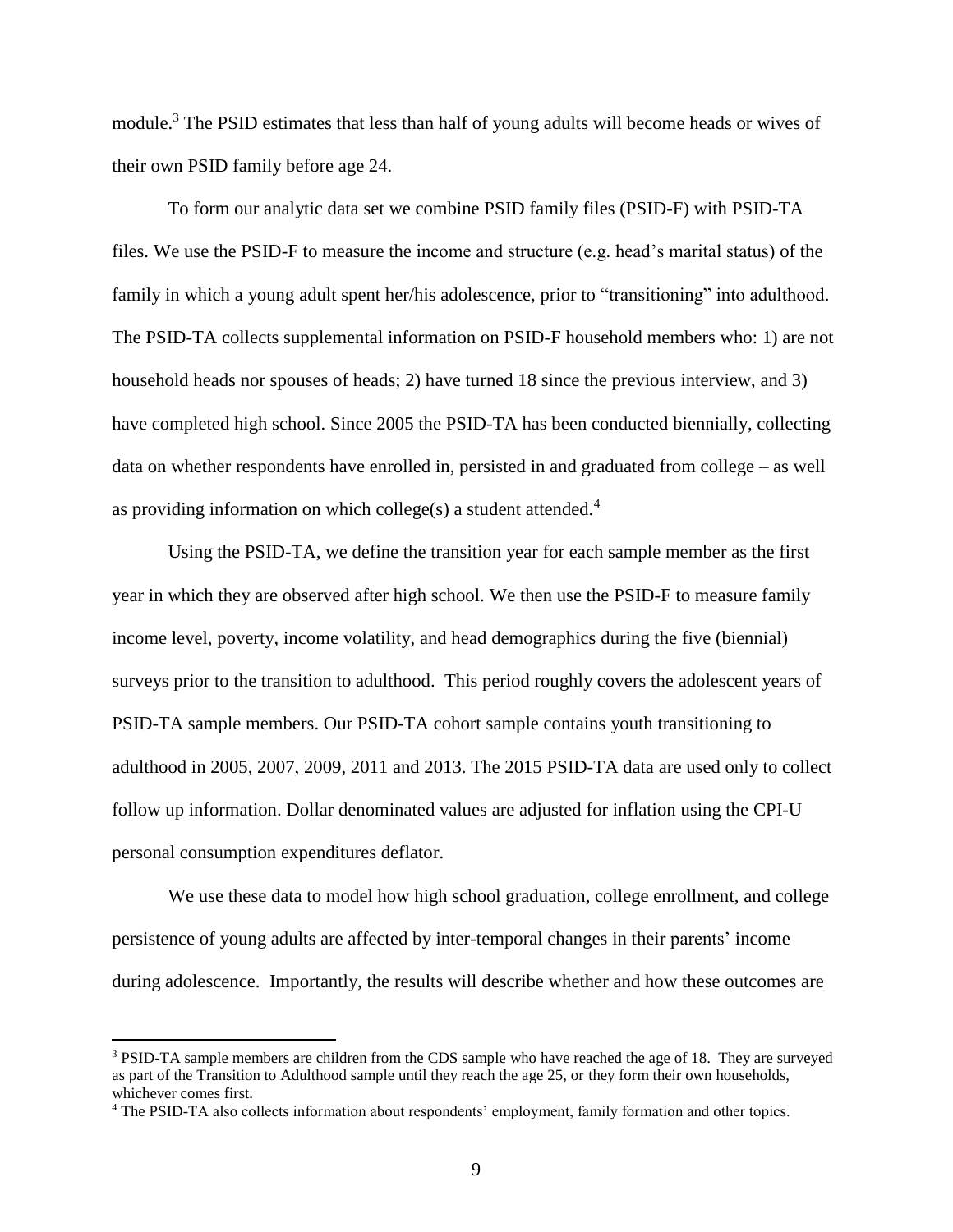module.[3] The PSID estimates that less than half of young adults will become heads or wives of their own PSID family before age 24.

To form our analytic data set we combine PSID family files (PSID-F) with PSID-TA files. We use the PSID-F to measure the income and structure (e.g. head's marital status) of the family in which a young adult spent her/his adolescence, prior to "transitioning" into adulthood. The PSID-TA collects supplemental information on PSID-F household members who: 1) are not household heads nor spouses of heads; 2) have turned 18 since the previous interview, and 3) have completed high school. Since 2005 the PSID-TA has been conducted biennially, collecting data on whether respondents have enrolled in, persisted in and graduated from college – as well as providing information on which college(s) a student attended.[4]

Using the PSID-TA, we define the transition year for each sample member as the first year in which they are observed after high school. We then use the PSID-F to measure family income level, poverty, income volatility, and head demographics during the five (biennial) surveys prior to the transition to adulthood. This period roughly covers the adolescent years of PSID-TA sample members. Our PSID-TA cohort sample contains youth transitioning to adulthood in 2005, 2007, 2009, 2011 and 2013. The 2015 PSID-TA data are used only to collect follow up information. Dollar denominated values are adjusted for inflation using the CPI-U personal consumption expenditures deflator.

We use these data to model how high school graduation, college enrollment, and college persistence of young adults are affected by inter-temporal changes in their parents' income during adolescence. Importantly, the results will describe whether and how these outcomes are

[3] PSID-TA sample members are children from the CDS sample who have reached the age of 18. They are surveyed as part of the Transition to Adulthood sample until they reach the age 25, or they form their own households, whichever comes first.

[4] The PSID-TA also collects information about respondents' employment, family formation and other topics.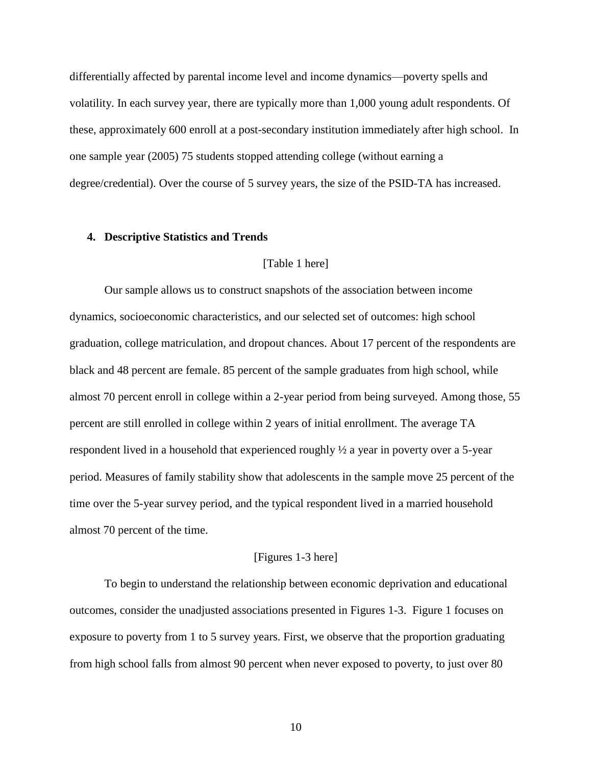differentially affected by parental income level and income dynamics—poverty spells and volatility. In each survey year, there are typically more than 1,000 young adult respondents. Of these, approximately 600 enroll at a post-secondary institution immediately after high school. In one sample year (2005) 75 students stopped attending college (without earning a degree/credential). Over the course of 5 survey years, the size of the PSID-TA has increased.

## 4. Descriptive Statistics and Trends

[Table 1 here]

Our sample allows us to construct snapshots of the association between income dynamics, socioeconomic characteristics, and our selected set of outcomes: high school graduation, college matriculation, and dropout chances. About 17 percent of the respondents are black and 48 percent are female. 85 percent of the sample graduates from high school, while almost 70 percent enroll in college within a 2-year period from being surveyed. Among those, 55 percent are still enrolled in college within 2 years of initial enrollment. The average TA respondent lived in a household that experienced roughly ½ a year in poverty over a 5-year period. Measures of family stability show that adolescents in the sample move 25 percent of the time over the 5-year survey period, and the typical respondent lived in a married household almost 70 percent of the time.

[Figures 1-3 here]

To begin to understand the relationship between economic deprivation and educational outcomes, consider the unadjusted associations presented in Figures 1-3. Figure 1 focuses on exposure to poverty from 1 to 5 survey years. First, we observe that the proportion graduating from high school falls from almost 90 percent when never exposed to poverty, to just over 80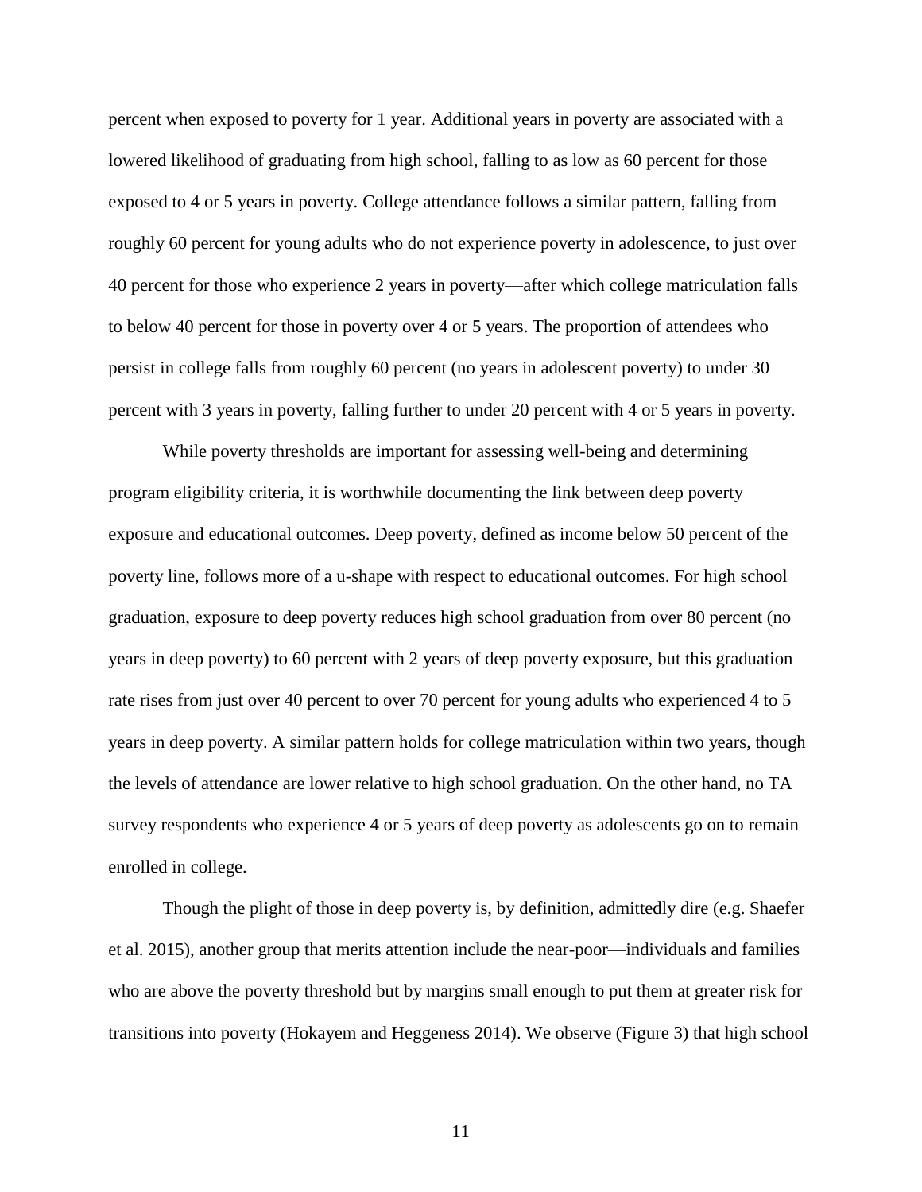percent when exposed to poverty for 1 year. Additional years in poverty are associated with a lowered likelihood of graduating from high school, falling to as low as 60 percent for those exposed to 4 or 5 years in poverty. College attendance follows a similar pattern, falling from roughly 60 percent for young adults who do not experience poverty in adolescence, to just over 40 percent for those who experience 2 years in poverty—after which college matriculation falls to below 40 percent for those in poverty over 4 or 5 years. The proportion of attendees who persist in college falls from roughly 60 percent (no years in adolescent poverty) to under 30 percent with 3 years in poverty, falling further to under 20 percent with 4 or 5 years in poverty.

While poverty thresholds are important for assessing well-being and determining program eligibility criteria, it is worthwhile documenting the link between deep poverty exposure and educational outcomes. Deep poverty, defined as income below 50 percent of the poverty line, follows more of a u-shape with respect to educational outcomes. For high school graduation, exposure to deep poverty reduces high school graduation from over 80 percent (no years in deep poverty) to 60 percent with 2 years of deep poverty exposure, but this graduation rate rises from just over 40 percent to over 70 percent for young adults who experienced 4 to 5 years in deep poverty. A similar pattern holds for college matriculation within two years, though the levels of attendance are lower relative to high school graduation. On the other hand, no TA survey respondents who experience 4 or 5 years of deep poverty as adolescents go on to remain enrolled in college.

Though the plight of those in deep poverty is, by definition, admittedly dire (e.g. Shaefer et al. 2015), another group that merits attention include the near-poor—individuals and families who are above the poverty threshold but by margins small enough to put them at greater risk for transitions into poverty (Hokayem and Heggeness 2014). We observe (Figure 3) that high school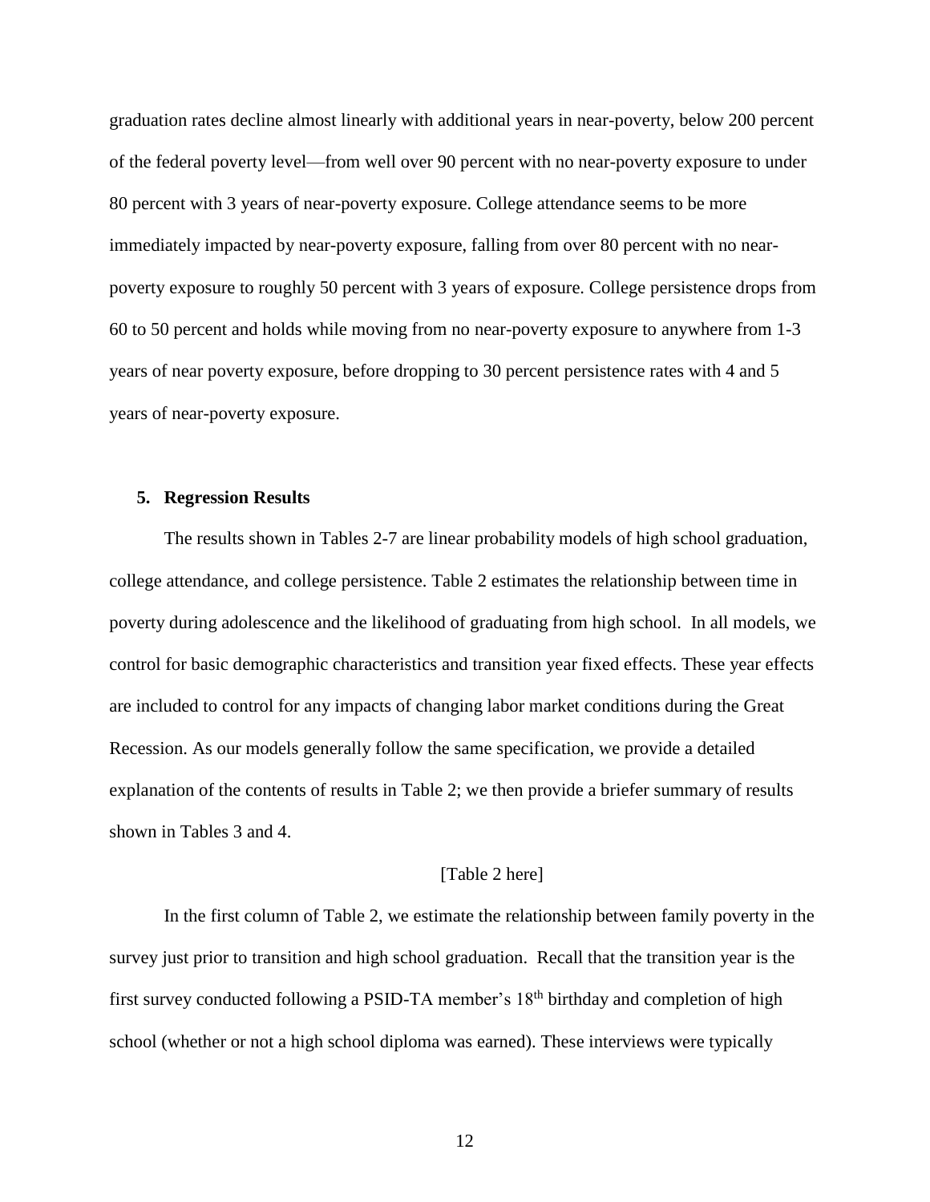graduation rates decline almost linearly with additional years in near-poverty, below 200 percent of the federal poverty level—from well over 90 percent with no near-poverty exposure to under 80 percent with 3 years of near-poverty exposure. College attendance seems to be more immediately impacted by near-poverty exposure, falling from over 80 percent with no near-poverty exposure to roughly 50 percent with 3 years of exposure. College persistence drops from 60 to 50 percent and holds while moving from no near-poverty exposure to anywhere from 1-3 years of near poverty exposure, before dropping to 30 percent persistence rates with 4 and 5 years of near-poverty exposure.

## 5. Regression Results

The results shown in Tables 2-7 are linear probability models of high school graduation, college attendance, and college persistence. Table 2 estimates the relationship between time in poverty during adolescence and the likelihood of graduating from high school. In all models, we control for basic demographic characteristics and transition year fixed effects. These year effects are included to control for any impacts of changing labor market conditions during the Great Recession. As our models generally follow the same specification, we provide a detailed explanation of the contents of results in Table 2; we then provide a briefer summary of results shown in Tables 3 and 4.

[Table 2 here]

In the first column of Table 2, we estimate the relationship between family poverty in the survey just prior to transition and high school graduation. Recall that the transition year is the first survey conducted following a PSID-TA member's 18th birthday and completion of high school (whether or not a high school diploma was earned). These interviews were typically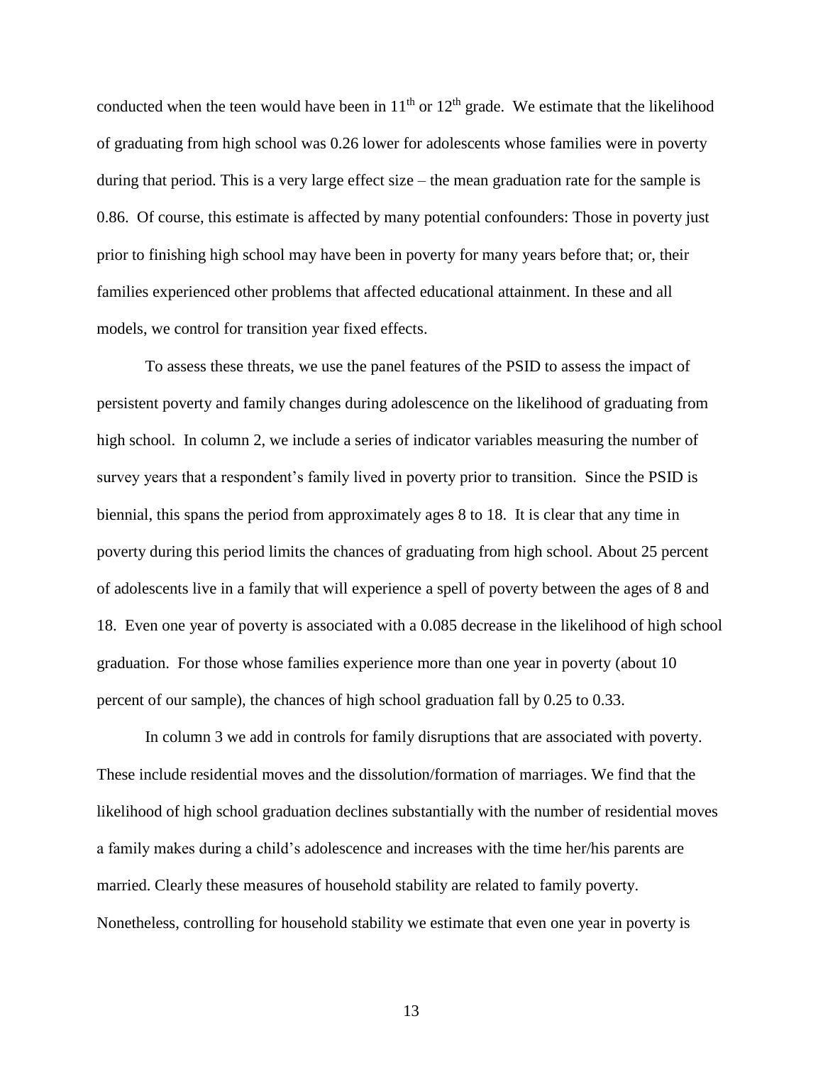conducted when the teen would have been in $11^{th}$ or $12^{th}$ grade. We estimate that the likelihood of graduating from high school was 0.26 lower for adolescents whose families were in poverty during that period. This is a very large effect size – the mean graduation rate for the sample is 0.86. Of course, this estimate is affected by many potential confounders: Those in poverty just prior to finishing high school may have been in poverty for many years before that; or, their families experienced other problems that affected educational attainment. In these and all models, we control for transition year fixed effects.

To assess these threats, we use the panel features of the PSID to assess the impact of persistent poverty and family changes during adolescence on the likelihood of graduating from high school. In column 2, we include a series of indicator variables measuring the number of survey years that a respondent's family lived in poverty prior to transition. Since the PSID is biennial, this spans the period from approximately ages 8 to 18. It is clear that any time in poverty during this period limits the chances of graduating from high school. About 25 percent of adolescents live in a family that will experience a spell of poverty between the ages of 8 and 18. Even one year of poverty is associated with a 0.085 decrease in the likelihood of high school graduation. For those whose families experience more than one year in poverty (about 10 percent of our sample), the chances of high school graduation fall by 0.25 to 0.33.

In column 3 we add in controls for family disruptions that are associated with poverty. These include residential moves and the dissolution/formation of marriages. We find that the likelihood of high school graduation declines substantially with the number of residential moves a family makes during a child's adolescence and increases with the time her/his parents are married. Clearly these measures of household stability are related to family poverty. Nonetheless, controlling for household stability we estimate that even one year in poverty is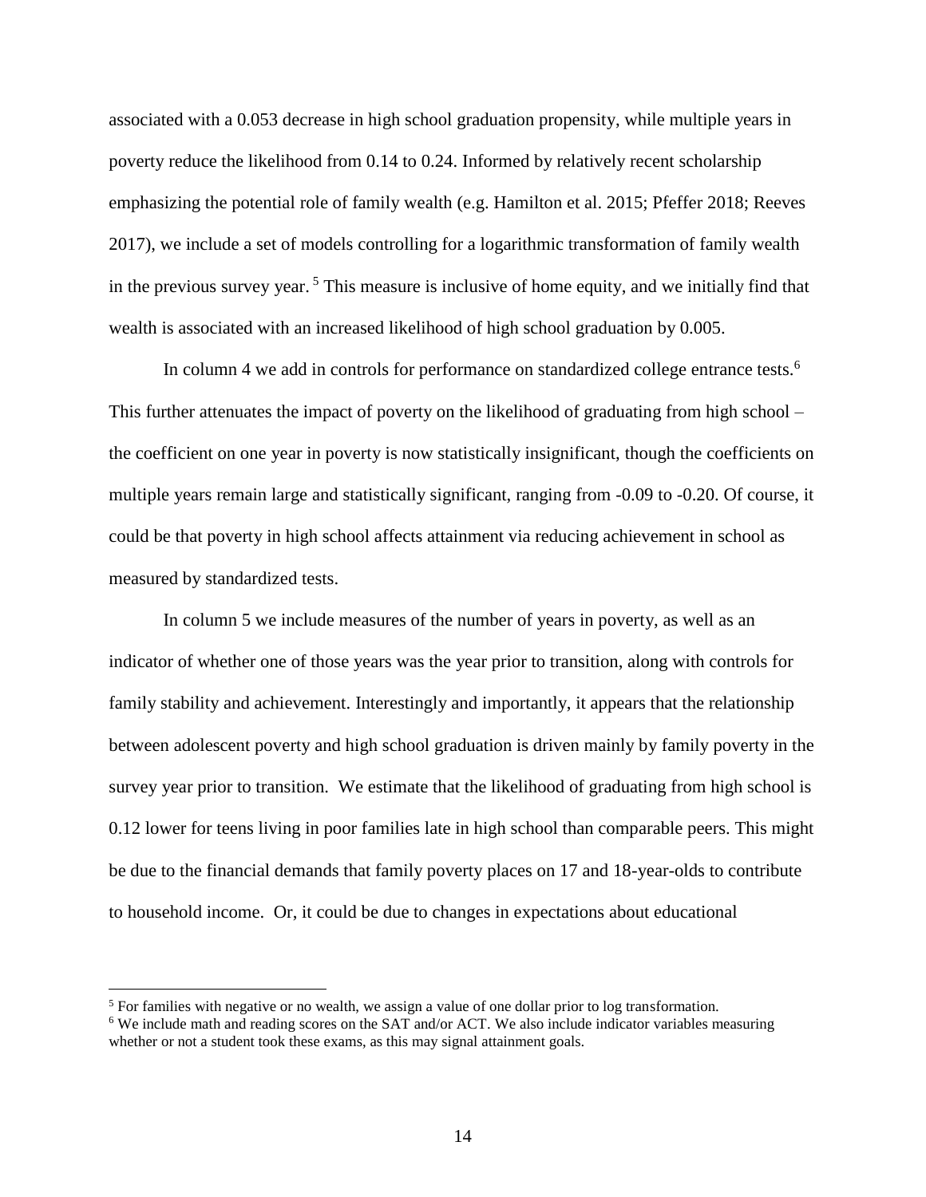associated with a 0.053 decrease in high school graduation propensity, while multiple years in poverty reduce the likelihood from 0.14 to 0.24. Informed by relatively recent scholarship emphasizing the potential role of family wealth (e.g. Hamilton et al. 2015; Pfeffer 2018; Reeves 2017), we include a set of models controlling for a logarithmic transformation of family wealth in the previous survey year. [5] This measure is inclusive of home equity, and we initially find that wealth is associated with an increased likelihood of high school graduation by 0.005.

In column 4 we add in controls for performance on standardized college entrance tests.[6] This further attenuates the impact of poverty on the likelihood of graduating from high school – the coefficient on one year in poverty is now statistically insignificant, though the coefficients on multiple years remain large and statistically significant, ranging from -0.09 to -0.20. Of course, it could be that poverty in high school affects attainment via reducing achievement in school as measured by standardized tests.

In column 5 we include measures of the number of years in poverty, as well as an indicator of whether one of those years was the year prior to transition, along with controls for family stability and achievement. Interestingly and importantly, it appears that the relationship between adolescent poverty and high school graduation is driven mainly by family poverty in the survey year prior to transition. We estimate that the likelihood of graduating from high school is 0.12 lower for teens living in poor families late in high school than comparable peers. This might be due to the financial demands that family poverty places on 17 and 18-year-olds to contribute to household income. Or, it could be due to changes in expectations about educational

---

[5] For families with negative or no wealth, we assign a value of one dollar prior to log transformation.

[6] We include math and reading scores on the SAT and/or ACT. We also include indicator variables measuring whether or not a student took these exams, as this may signal attainment goals.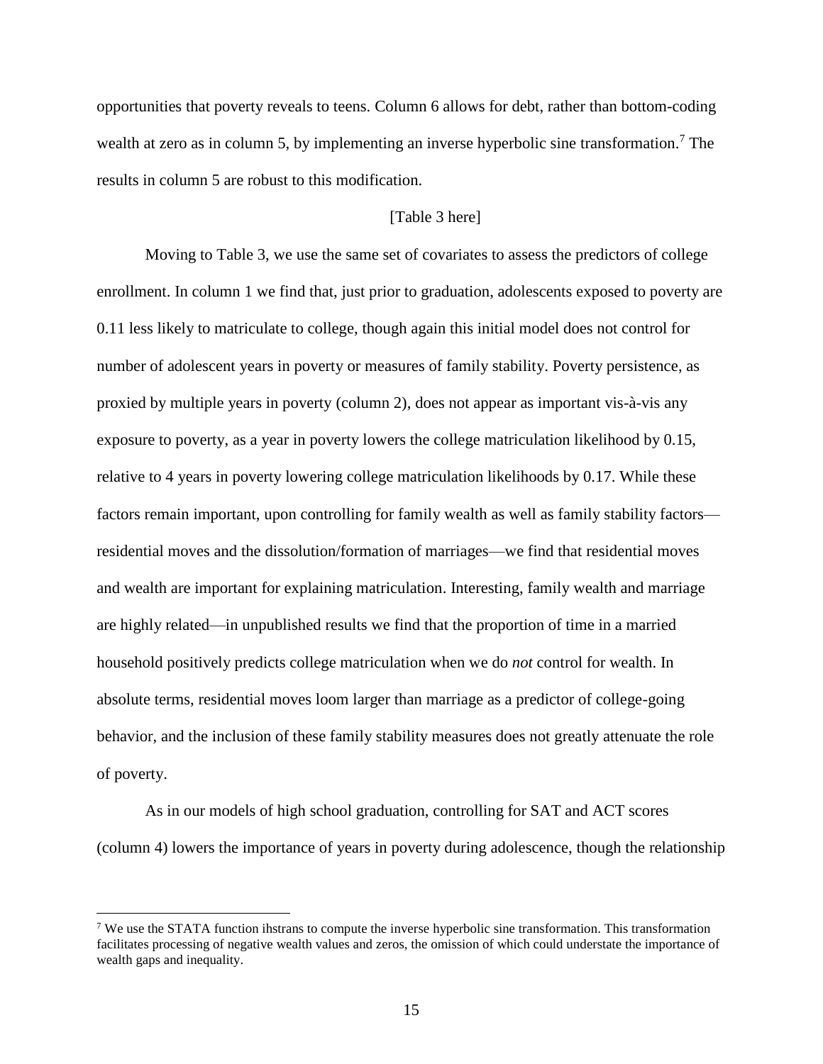opportunities that poverty reveals to teens. Column 6 allows for debt, rather than bottom-coding wealth at zero as in column 5, by implementing an inverse hyperbolic sine transformation.[7] The results in column 5 are robust to this modification.

[Table 3 here]

Moving to Table 3, we use the same set of covariates to assess the predictors of college enrollment. In column 1 we find that, just prior to graduation, adolescents exposed to poverty are 0.11 less likely to matriculate to college, though again this initial model does not control for number of adolescent years in poverty or measures of family stability. Poverty persistence, as proxied by multiple years in poverty (column 2), does not appear as important vis-à-vis any exposure to poverty, as a year in poverty lowers the college matriculation likelihood by 0.15, relative to 4 years in poverty lowering college matriculation likelihoods by 0.17. While these factors remain important, upon controlling for family wealth as well as family stability factors—residential moves and the dissolution/formation of marriages—we find that residential moves and wealth are important for explaining matriculation. Interesting, family wealth and marriage are highly related—in unpublished results we find that the proportion of time in a married household positively predicts college matriculation when we do *not* control for wealth. In absolute terms, residential moves loom larger than marriage as a predictor of college-going behavior, and the inclusion of these family stability measures does not greatly attenuate the role of poverty.

As in our models of high school graduation, controlling for SAT and ACT scores (column 4) lowers the importance of years in poverty during adolescence, though the relationship

[7] We use the STATA function ihstrans to compute the inverse hyperbolic sine transformation. This transformation facilitates processing of negative wealth values and zeros, the omission of which could understate the importance of wealth gaps and inequality.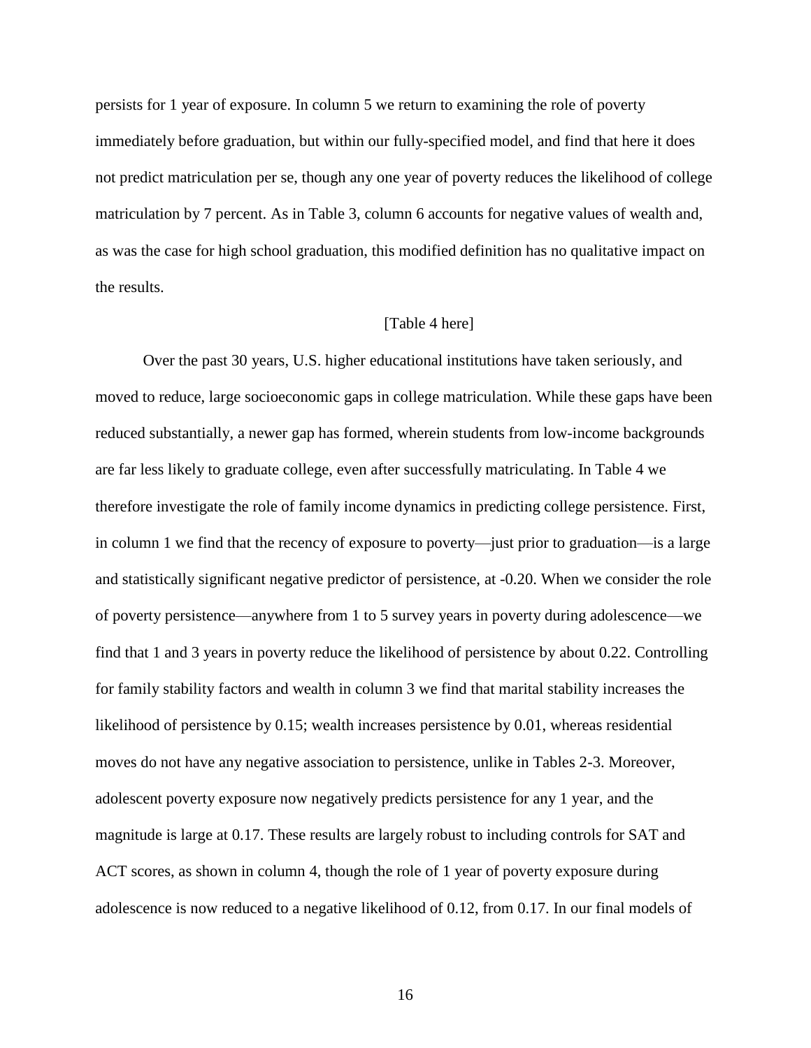persists for 1 year of exposure. In column 5 we return to examining the role of poverty immediately before graduation, but within our fully-specified model, and find that here it does not predict matriculation per se, though any one year of poverty reduces the likelihood of college matriculation by 7 percent. As in Table 3, column 6 accounts for negative values of wealth and, as was the case for high school graduation, this modified definition has no qualitative impact on the results.

[Table 4 here]

Over the past 30 years, U.S. higher educational institutions have taken seriously, and moved to reduce, large socioeconomic gaps in college matriculation. While these gaps have been reduced substantially, a newer gap has formed, wherein students from low-income backgrounds are far less likely to graduate college, even after successfully matriculating. In Table 4 we therefore investigate the role of family income dynamics in predicting college persistence. First, in column 1 we find that the recency of exposure to poverty—just prior to graduation—is a large and statistically significant negative predictor of persistence, at -0.20. When we consider the role of poverty persistence—anywhere from 1 to 5 survey years in poverty during adolescence—we find that 1 and 3 years in poverty reduce the likelihood of persistence by about 0.22. Controlling for family stability factors and wealth in column 3 we find that marital stability increases the likelihood of persistence by 0.15; wealth increases persistence by 0.01, whereas residential moves do not have any negative association to persistence, unlike in Tables 2-3. Moreover, adolescent poverty exposure now negatively predicts persistence for any 1 year, and the magnitude is large at 0.17. These results are largely robust to including controls for SAT and ACT scores, as shown in column 4, though the role of 1 year of poverty exposure during adolescence is now reduced to a negative likelihood of 0.12, from 0.17. In our final models of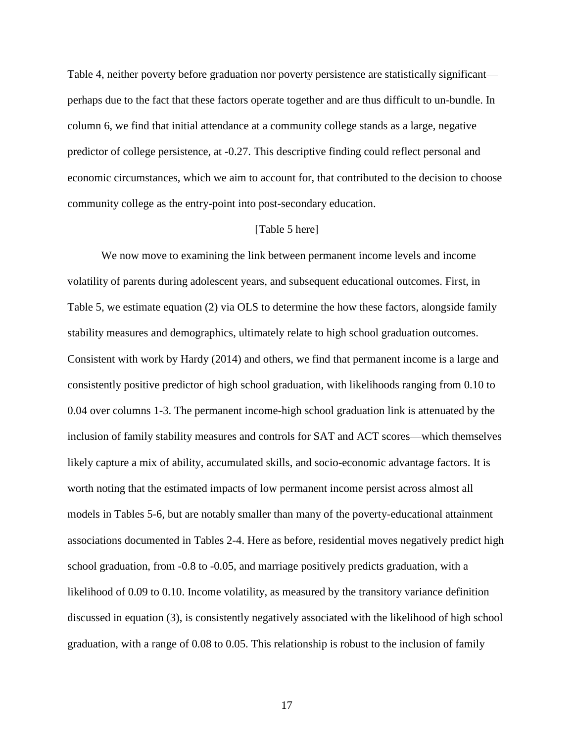Table 4, neither poverty before graduation nor poverty persistence are statistically significant—perhaps due to the fact that these factors operate together and are thus difficult to un-bundle. In column 6, we find that initial attendance at a community college stands as a large, negative predictor of college persistence, at -0.27. This descriptive finding could reflect personal and economic circumstances, which we aim to account for, that contributed to the decision to choose community college as the entry-point into post-secondary education.

[Table 5 here]

We now move to examining the link between permanent income levels and income volatility of parents during adolescent years, and subsequent educational outcomes. First, in Table 5, we estimate equation (2) via OLS to determine the how these factors, alongside family stability measures and demographics, ultimately relate to high school graduation outcomes. Consistent with work by Hardy (2014) and others, we find that permanent income is a large and consistently positive predictor of high school graduation, with likelihoods ranging from 0.10 to 0.04 over columns 1-3. The permanent income-high school graduation link is attenuated by the inclusion of family stability measures and controls for SAT and ACT scores—which themselves likely capture a mix of ability, accumulated skills, and socio-economic advantage factors. It is worth noting that the estimated impacts of low permanent income persist across almost all models in Tables 5-6, but are notably smaller than many of the poverty-educational attainment associations documented in Tables 2-4. Here as before, residential moves negatively predict high school graduation, from -0.8 to -0.05, and marriage positively predicts graduation, with a likelihood of 0.09 to 0.10. Income volatility, as measured by the transitory variance definition discussed in equation (3), is consistently negatively associated with the likelihood of high school graduation, with a range of 0.08 to 0.05. This relationship is robust to the inclusion of family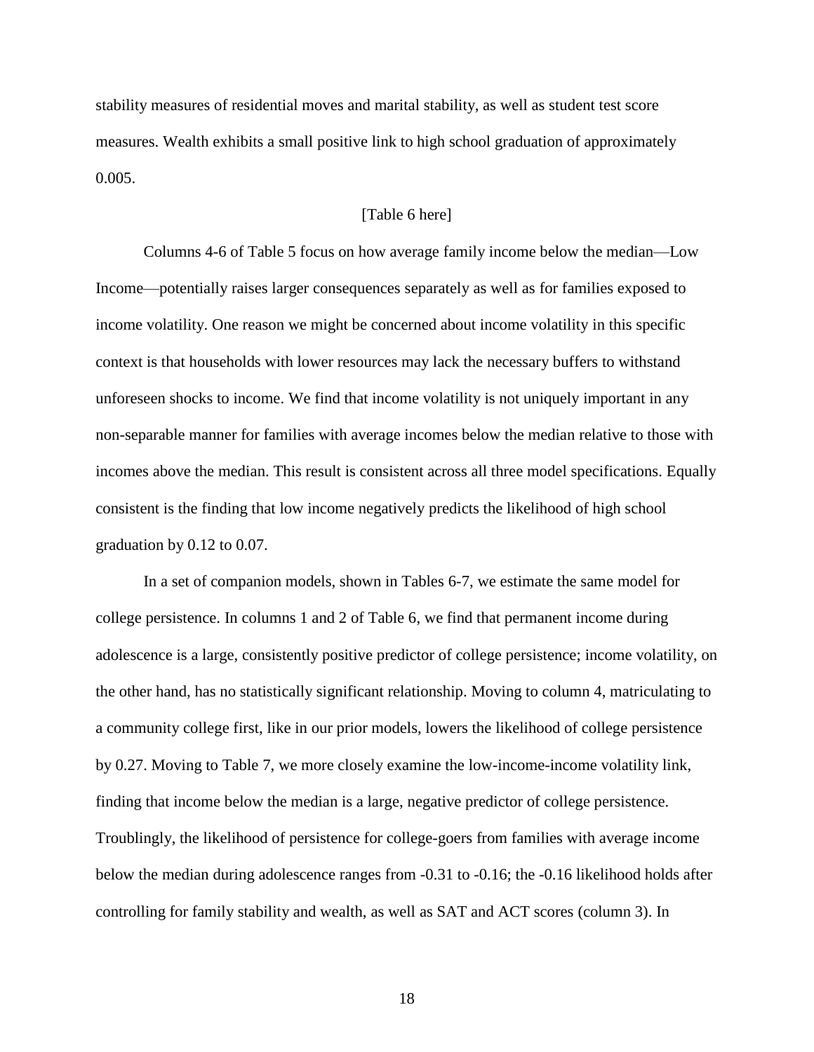stability measures of residential moves and marital stability, as well as student test score measures. Wealth exhibits a small positive link to high school graduation of approximately 0.005.

[Table 6 here]

Columns 4-6 of Table 5 focus on how average family income below the median—Low Income—potentially raises larger consequences separately as well as for families exposed to income volatility. One reason we might be concerned about income volatility in this specific context is that households with lower resources may lack the necessary buffers to withstand unforeseen shocks to income. We find that income volatility is not uniquely important in any non-separable manner for families with average incomes below the median relative to those with incomes above the median. This result is consistent across all three model specifications. Equally consistent is the finding that low income negatively predicts the likelihood of high school graduation by 0.12 to 0.07.

In a set of companion models, shown in Tables 6-7, we estimate the same model for college persistence. In columns 1 and 2 of Table 6, we find that permanent income during adolescence is a large, consistently positive predictor of college persistence; income volatility, on the other hand, has no statistically significant relationship. Moving to column 4, matriculating to a community college first, like in our prior models, lowers the likelihood of college persistence by 0.27. Moving to Table 7, we more closely examine the low-income-income volatility link, finding that income below the median is a large, negative predictor of college persistence. Troublingly, the likelihood of persistence for college-goers from families with average income below the median during adolescence ranges from -0.31 to -0.16; the -0.16 likelihood holds after controlling for family stability and wealth, as well as SAT and ACT scores (column 3). In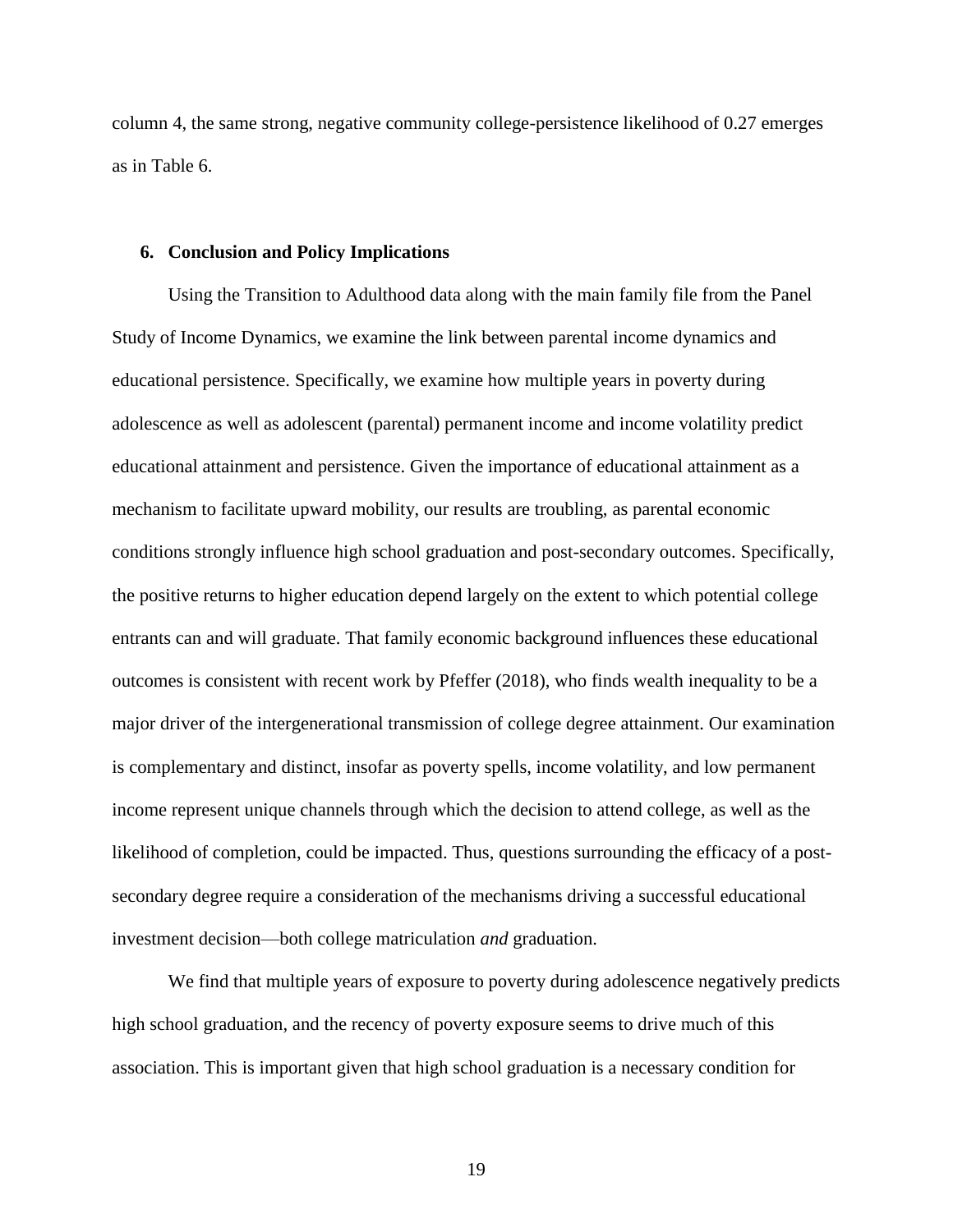column 4, the same strong, negative community college-persistence likelihood of 0.27 emerges as in Table 6.

## 6. Conclusion and Policy Implications

Using the Transition to Adulthood data along with the main family file from the Panel Study of Income Dynamics, we examine the link between parental income dynamics and educational persistence. Specifically, we examine how multiple years in poverty during adolescence as well as adolescent (parental) permanent income and income volatility predict educational attainment and persistence. Given the importance of educational attainment as a mechanism to facilitate upward mobility, our results are troubling, as parental economic conditions strongly influence high school graduation and post-secondary outcomes. Specifically, the positive returns to higher education depend largely on the extent to which potential college entrants can and will graduate. That family economic background influences these educational outcomes is consistent with recent work by Pfeffer (2018), who finds wealth inequality to be a major driver of the intergenerational transmission of college degree attainment. Our examination is complementary and distinct, insofar as poverty spells, income volatility, and low permanent income represent unique channels through which the decision to attend college, as well as the likelihood of completion, could be impacted. Thus, questions surrounding the efficacy of a post-secondary degree require a consideration of the mechanisms driving a successful educational investment decision—both college matriculation *and* graduation.

We find that multiple years of exposure to poverty during adolescence negatively predicts high school graduation, and the recency of poverty exposure seems to drive much of this association. This is important given that high school graduation is a necessary condition for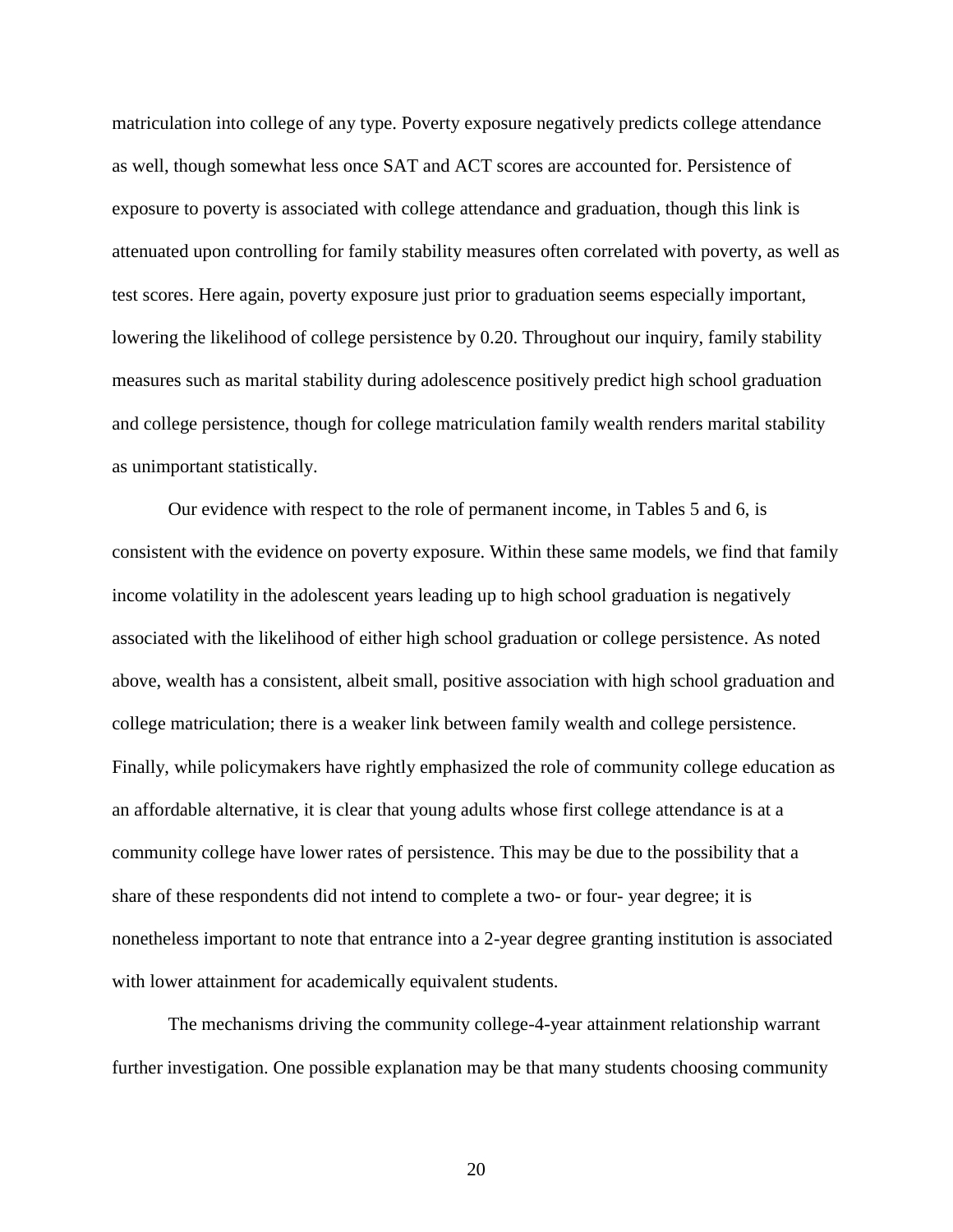matriculation into college of any type. Poverty exposure negatively predicts college attendance as well, though somewhat less once SAT and ACT scores are accounted for. Persistence of exposure to poverty is associated with college attendance and graduation, though this link is attenuated upon controlling for family stability measures often correlated with poverty, as well as test scores. Here again, poverty exposure just prior to graduation seems especially important, lowering the likelihood of college persistence by 0.20. Throughout our inquiry, family stability measures such as marital stability during adolescence positively predict high school graduation and college persistence, though for college matriculation family wealth renders marital stability as unimportant statistically.

Our evidence with respect to the role of permanent income, in Tables 5 and 6, is consistent with the evidence on poverty exposure. Within these same models, we find that family income volatility in the adolescent years leading up to high school graduation is negatively associated with the likelihood of either high school graduation or college persistence. As noted above, wealth has a consistent, albeit small, positive association with high school graduation and college matriculation; there is a weaker link between family wealth and college persistence. Finally, while policymakers have rightly emphasized the role of community college education as an affordable alternative, it is clear that young adults whose first college attendance is at a community college have lower rates of persistence. This may be due to the possibility that a share of these respondents did not intend to complete a two- or four- year degree; it is nonetheless important to note that entrance into a 2-year degree granting institution is associated with lower attainment for academically equivalent students.

The mechanisms driving the community college-4-year attainment relationship warrant further investigation. One possible explanation may be that many students choosing community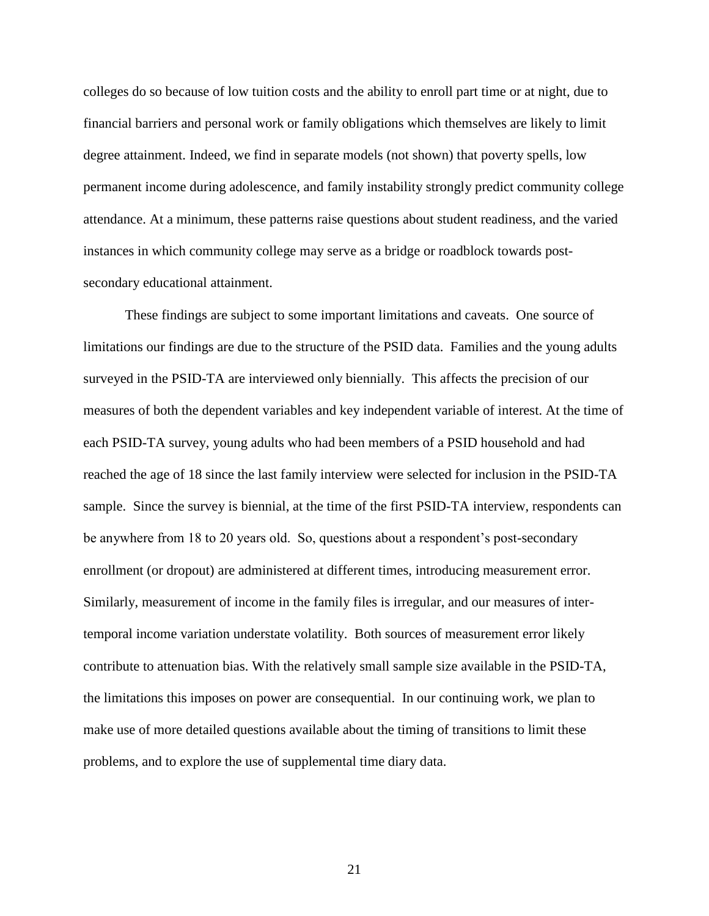colleges do so because of low tuition costs and the ability to enroll part time or at night, due to financial barriers and personal work or family obligations which themselves are likely to limit degree attainment. Indeed, we find in separate models (not shown) that poverty spells, low permanent income during adolescence, and family instability strongly predict community college attendance. At a minimum, these patterns raise questions about student readiness, and the varied instances in which community college may serve as a bridge or roadblock towards post-secondary educational attainment.

These findings are subject to some important limitations and caveats. One source of limitations our findings are due to the structure of the PSID data. Families and the young adults surveyed in the PSID-TA are interviewed only biennially. This affects the precision of our measures of both the dependent variables and key independent variable of interest. At the time of each PSID-TA survey, young adults who had been members of a PSID household and had reached the age of 18 since the last family interview were selected for inclusion in the PSID-TA sample. Since the survey is biennial, at the time of the first PSID-TA interview, respondents can be anywhere from 18 to 20 years old. So, questions about a respondent's post-secondary enrollment (or dropout) are administered at different times, introducing measurement error. Similarly, measurement of income in the family files is irregular, and our measures of inter-temporal income variation understate volatility. Both sources of measurement error likely contribute to attenuation bias. With the relatively small sample size available in the PSID-TA, the limitations this imposes on power are consequential. In our continuing work, we plan to make use of more detailed questions available about the timing of transitions to limit these problems, and to explore the use of supplemental time diary data.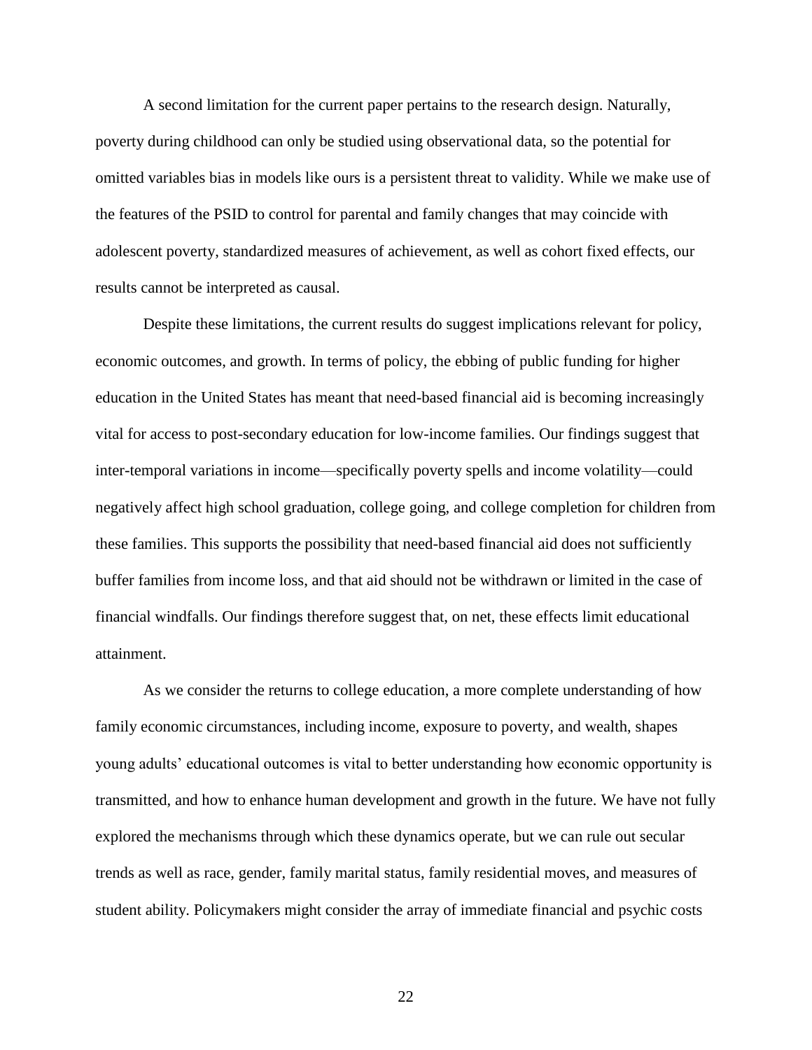A second limitation for the current paper pertains to the research design. Naturally, poverty during childhood can only be studied using observational data, so the potential for omitted variables bias in models like ours is a persistent threat to validity. While we make use of the features of the PSID to control for parental and family changes that may coincide with adolescent poverty, standardized measures of achievement, as well as cohort fixed effects, our results cannot be interpreted as causal.

Despite these limitations, the current results do suggest implications relevant for policy, economic outcomes, and growth. In terms of policy, the ebbing of public funding for higher education in the United States has meant that need-based financial aid is becoming increasingly vital for access to post-secondary education for low-income families. Our findings suggest that inter-temporal variations in income—specifically poverty spells and income volatility—could negatively affect high school graduation, college going, and college completion for children from these families. This supports the possibility that need-based financial aid does not sufficiently buffer families from income loss, and that aid should not be withdrawn or limited in the case of financial windfalls. Our findings therefore suggest that, on net, these effects limit educational attainment.

As we consider the returns to college education, a more complete understanding of how family economic circumstances, including income, exposure to poverty, and wealth, shapes young adults' educational outcomes is vital to better understanding how economic opportunity is transmitted, and how to enhance human development and growth in the future. We have not fully explored the mechanisms through which these dynamics operate, but we can rule out secular trends as well as race, gender, family marital status, family residential moves, and measures of student ability. Policymakers might consider the array of immediate financial and psychic costs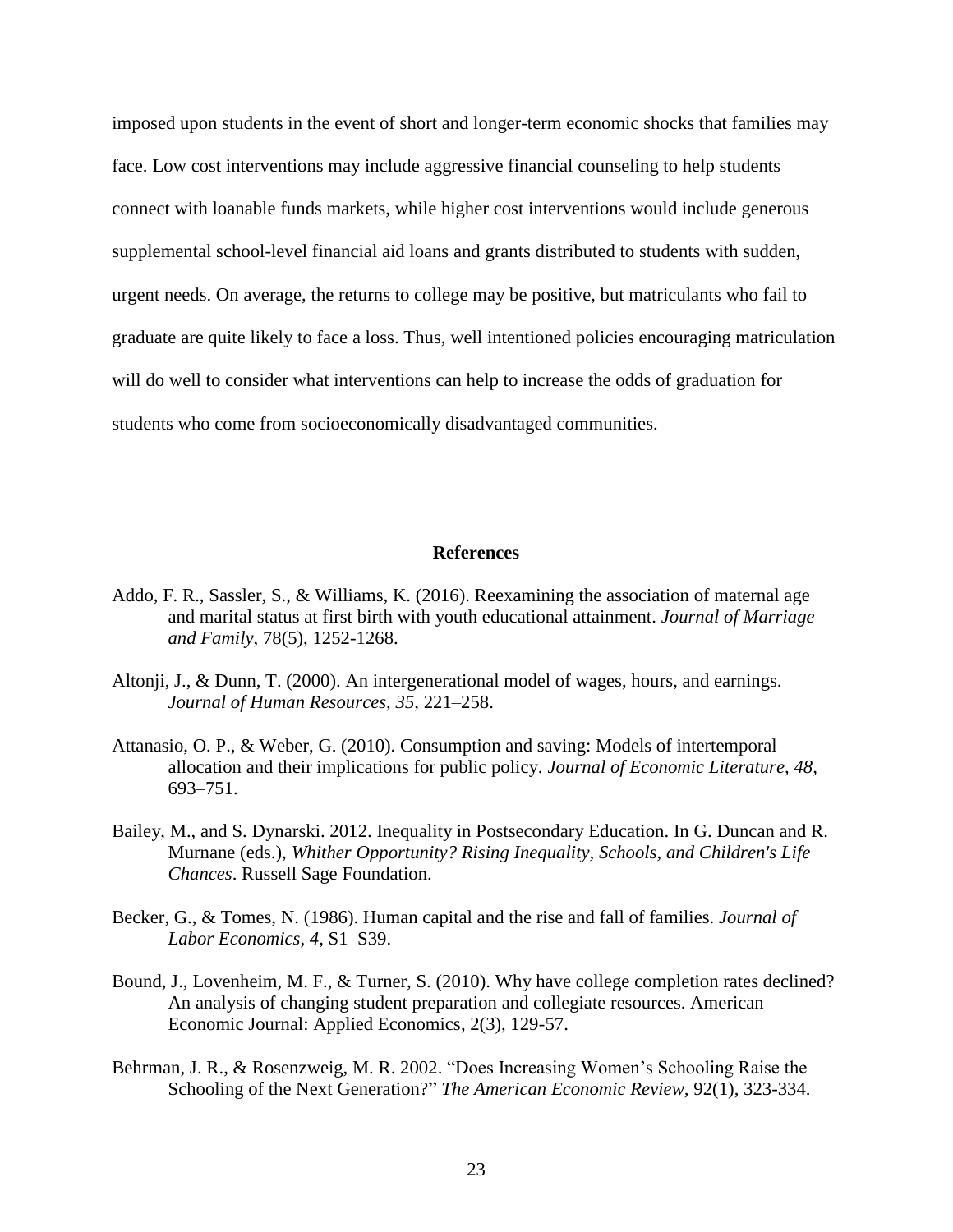imposed upon students in the event of short and longer-term economic shocks that families may face. Low cost interventions may include aggressive financial counseling to help students connect with loanable funds markets, while higher cost interventions would include generous supplemental school-level financial aid loans and grants distributed to students with sudden, urgent needs. On average, the returns to college may be positive, but matriculants who fail to graduate are quite likely to face a loss. Thus, well intentioned policies encouraging matriculation will do well to consider what interventions can help to increase the odds of graduation for students who come from socioeconomically disadvantaged communities.

## References

Addo, F. R., Sassler, S., & Williams, K. (2016). Reexamining the association of maternal age and marital status at first birth with youth educational attainment. *Journal of Marriage and Family*, 78(5), 1252-1268.

Altonji, J., & Dunn, T. (2000). An intergenerational model of wages, hours, and earnings. *Journal of Human Resources, 35*, 221–258.

Attanasio, O. P., & Weber, G. (2010). Consumption and saving: Models of intertemporal allocation and their implications for public policy. *Journal of Economic Literature, 48,* 693–751.

Bailey, M., and S. Dynarski. 2012. Inequality in Postsecondary Education. In G. Duncan and R. Murnane (eds.), *Whither Opportunity? Rising Inequality, Schools, and Children's Life Chances*. Russell Sage Foundation.

Becker, G., & Tomes, N. (1986). Human capital and the rise and fall of families. *Journal of Labor Economics, 4,* S1–S39.

Bound, J., Lovenheim, M. F., & Turner, S. (2010). Why have college completion rates declined? An analysis of changing student preparation and collegiate resources. American Economic Journal: Applied Economics, 2(3), 129-57.

Behrman, J. R., & Rosenzweig, M. R. 2002. "Does Increasing Women's Schooling Raise the Schooling of the Next Generation?" *The American Economic Review*, 92(1), 323-334.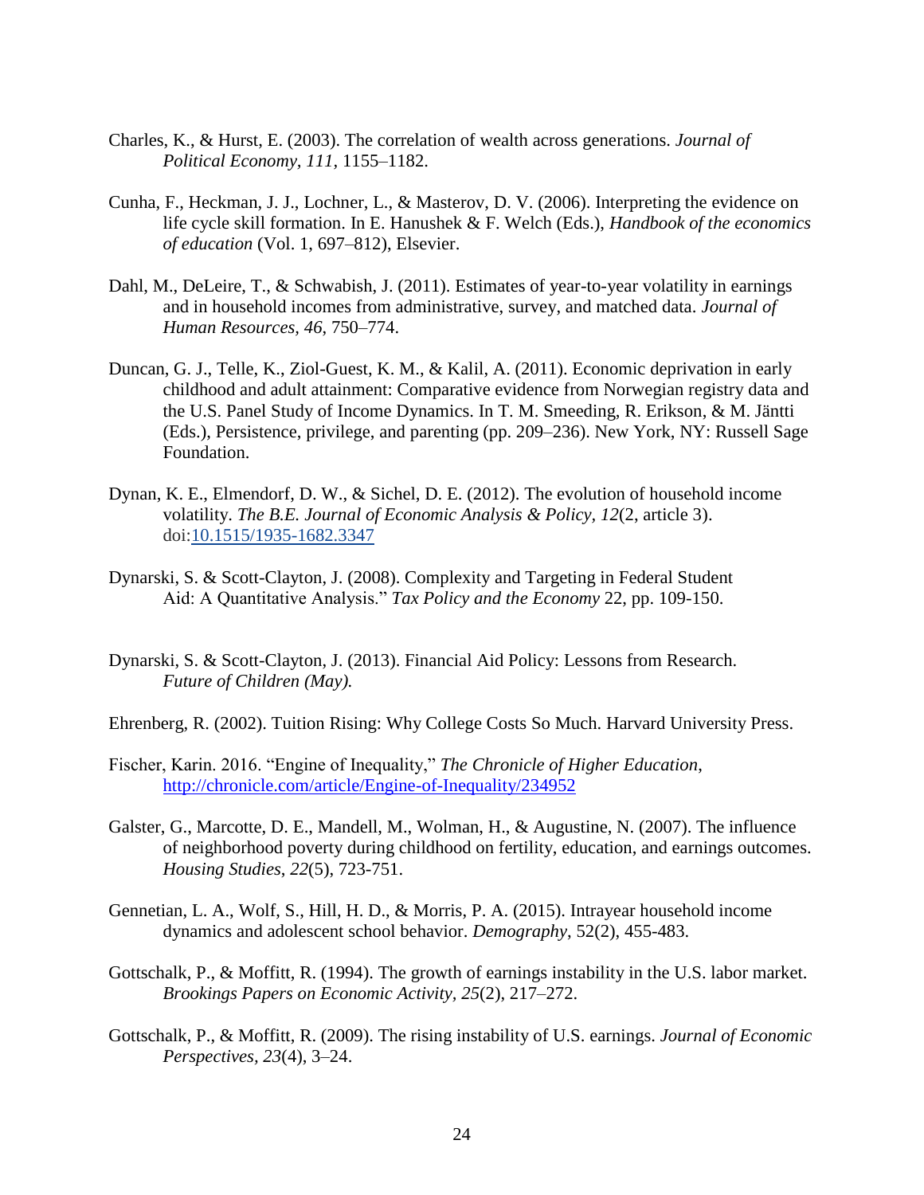Charles, K., & Hurst, E. (2003). The correlation of wealth across generations. *Journal of Political Economy, 111*, 1155–1182.

Cunha, F., Heckman, J. J., Lochner, L., & Masterov, D. V. (2006). Interpreting the evidence on life cycle skill formation. In E. Hanushek & F. Welch (Eds.), *Handbook of the economics of education* (Vol. 1, 697–812), Elsevier.

Dahl, M., DeLeire, T., & Schwabish, J. (2011). Estimates of year-to-year volatility in earnings and in household incomes from administrative, survey, and matched data. *Journal of Human Resources, 46*, 750–774.

Duncan, G. J., Telle, K., Ziol-Guest, K. M., & Kalil, A. (2011). Economic deprivation in early childhood and adult attainment: Comparative evidence from Norwegian registry data and the U.S. Panel Study of Income Dynamics. In T. M. Smeeding, R. Erikson, & M. Jäntti (Eds.), Persistence, privilege, and parenting (pp. 209–236). New York, NY: Russell Sage Foundation.

Dynan, K. E., Elmendorf, D. W., & Sichel, D. E. (2012). The evolution of household income volatility. *The B.E. Journal of Economic Analysis & Policy, 12*(2, article 3). doi:[10.1515/1935-1682.3347](10.1515/1935-1682.3347)

Dynarski, S. & Scott-Clayton, J. (2008). Complexity and Targeting in Federal Student Aid: A Quantitative Analysis." *Tax Policy and the Economy* 22, pp. 109-150.

Dynarski, S. & Scott-Clayton, J. (2013). Financial Aid Policy: Lessons from Research. *Future of Children (May).*

Ehrenberg, R. (2002). Tuition Rising: Why College Costs So Much. Harvard University Press.

Fischer, Karin. 2016. "Engine of Inequality," *The Chronicle of Higher Education*, <http://chronicle.com/article/Engine-of-Inequality/234952>

Galster, G., Marcotte, D. E., Mandell, M., Wolman, H., & Augustine, N. (2007). The influence of neighborhood poverty during childhood on fertility, education, and earnings outcomes. *Housing Studies*, *22*(5), 723-751.

Gennetian, L. A., Wolf, S., Hill, H. D., & Morris, P. A. (2015). Intrayear household income dynamics and adolescent school behavior. *Demography*, 52(2), 455-483.

Gottschalk, P., & Moffitt, R. (1994). The growth of earnings instability in the U.S. labor market. *Brookings Papers on Economic Activity, 25*(2), 217–272.

Gottschalk, P., & Moffitt, R. (2009). The rising instability of U.S. earnings. *Journal of Economic Perspectives, 23*(4), 3–24.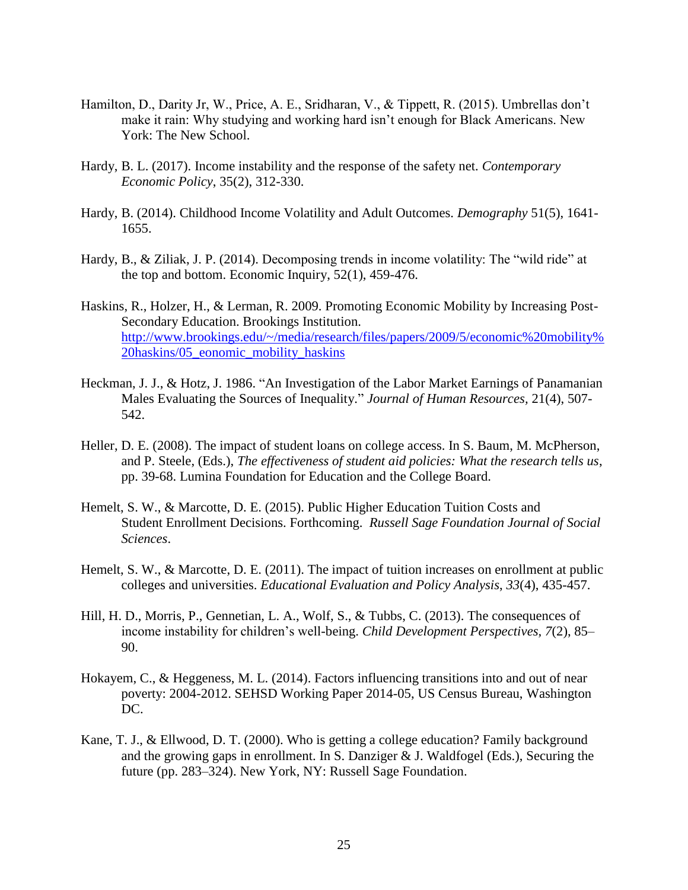Hamilton, D., Darity Jr, W., Price, A. E., Sridharan, V., & Tippett, R. (2015). Umbrellas don't make it rain: Why studying and working hard isn't enough for Black Americans. New York: The New School.

Hardy, B. L. (2017). Income instability and the response of the safety net. *Contemporary Economic Policy*, 35(2), 312-330.

Hardy, B. (2014). Childhood Income Volatility and Adult Outcomes. *Demography* 51(5), 1641-1655.

Hardy, B., & Ziliak, J. P. (2014). Decomposing trends in income volatility: The "wild ride" at the top and bottom. Economic Inquiry, 52(1), 459-476.

Haskins, R., Holzer, H., & Lerman, R. 2009. Promoting Economic Mobility by Increasing Post-Secondary Education. Brookings Institution. http://www.brookings.edu/~/media/research/files/papers/2009/5/economic%20mobility%20haskins/05_eonomic_mobility_haskins

Heckman, J. J., & Hotz, J. 1986. "An Investigation of the Labor Market Earnings of Panamanian Males Evaluating the Sources of Inequality." *Journal of Human Resources*, 21(4), 507-542.

Heller, D. E. (2008). The impact of student loans on college access. In S. Baum, M. McPherson, and P. Steele, (Eds.), *The effectiveness of student aid policies: What the research tells us*, pp. 39-68. Lumina Foundation for Education and the College Board.

Hemelt, S. W., & Marcotte, D. E. (2015). Public Higher Education Tuition Costs and Student Enrollment Decisions. Forthcoming. *Russell Sage Foundation Journal of Social Sciences*.

Hemelt, S. W., & Marcotte, D. E. (2011). The impact of tuition increases on enrollment at public colleges and universities. *Educational Evaluation and Policy Analysis*, *33*(4), 435-457.

Hill, H. D., Morris, P., Gennetian, L. A., Wolf, S., & Tubbs, C. (2013). The consequences of income instability for children's well-being. *Child Development Perspectives*, *7*(2), 85–90.

Hokayem, C., & Heggeness, M. L. (2014). Factors influencing transitions into and out of near poverty: 2004-2012. SEHSD Working Paper 2014-05, US Census Bureau, Washington DC.

Kane, T. J., & Ellwood, D. T. (2000). Who is getting a college education? Family background and the growing gaps in enrollment. In S. Danziger & J. Waldfogel (Eds.), Securing the future (pp. 283–324). New York, NY: Russell Sage Foundation.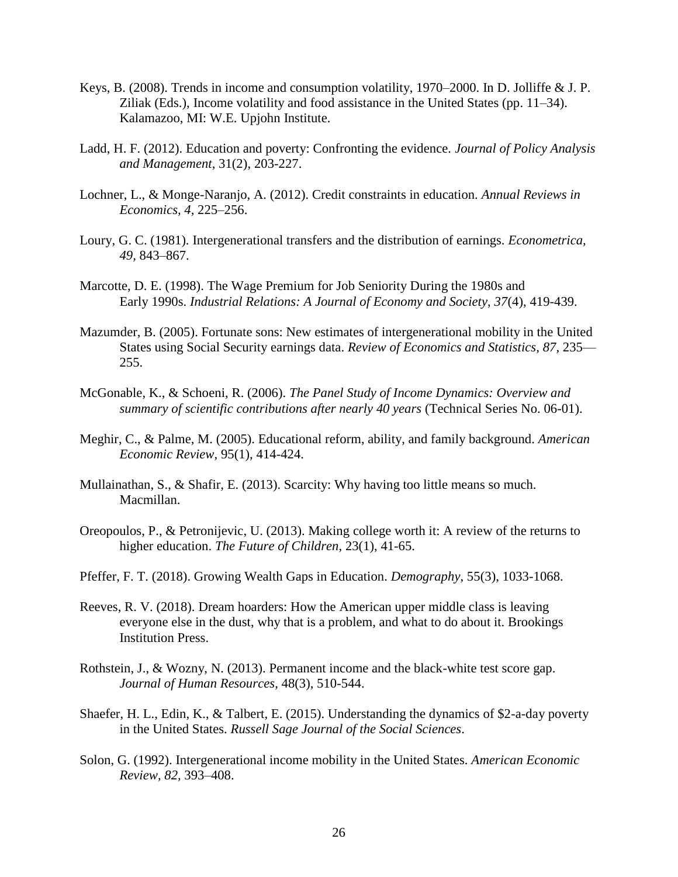Keys, B. (2008). Trends in income and consumption volatility, 1970–2000. In D. Jolliffe & J. P. Ziliak (Eds.), Income volatility and food assistance in the United States (pp. 11–34). Kalamazoo, MI: W.E. Upjohn Institute.

Ladd, H. F. (2012). Education and poverty: Confronting the evidence. *Journal of Policy Analysis and Management*, 31(2), 203-227.

Lochner, L., & Monge-Naranjo, A. (2012). Credit constraints in education. *Annual Reviews in Economics, 4,* 225–256.

Loury, G. C. (1981). Intergenerational transfers and the distribution of earnings. *Econometrica, 49,* 843–867.

Marcotte, D. E. (1998). The Wage Premium for Job Seniority During the 1980s and Early 1990s. *Industrial Relations: A Journal of Economy and Society*, *37*(4), 419-439.

Mazumder, B. (2005). Fortunate sons: New estimates of intergenerational mobility in the United States using Social Security earnings data. *Review of Economics and Statistics, 87,* 235—255.

McGonable, K., & Schoeni, R. (2006). *The Panel Study of Income Dynamics: Overview and summary of scientific contributions after nearly 40 years* (Technical Series No. 06-01).

Meghir, C., & Palme, M. (2005). Educational reform, ability, and family background. *American Economic Review*, 95(1), 414-424.

Mullainathan, S., & Shafir, E. (2013). Scarcity: Why having too little means so much. Macmillan.

Oreopoulos, P., & Petronijevic, U. (2013). Making college worth it: A review of the returns to higher education. *The Future of Children*, 23(1), 41-65.

Pfeffer, F. T. (2018). Growing Wealth Gaps in Education. *Demography*, 55(3), 1033-1068.

Reeves, R. V. (2018). Dream hoarders: How the American upper middle class is leaving everyone else in the dust, why that is a problem, and what to do about it. Brookings Institution Press.

Rothstein, J., & Wozny, N. (2013). Permanent income and the black-white test score gap. *Journal of Human Resources*, 48(3), 510-544.

Shaefer, H. L., Edin, K., & Talbert, E. (2015). Understanding the dynamics of $2-a-day poverty in the United States. *Russell Sage Journal of the Social Sciences*.

Solon, G. (1992). Intergenerational income mobility in the United States. *American Economic Review, 82,* 393–408.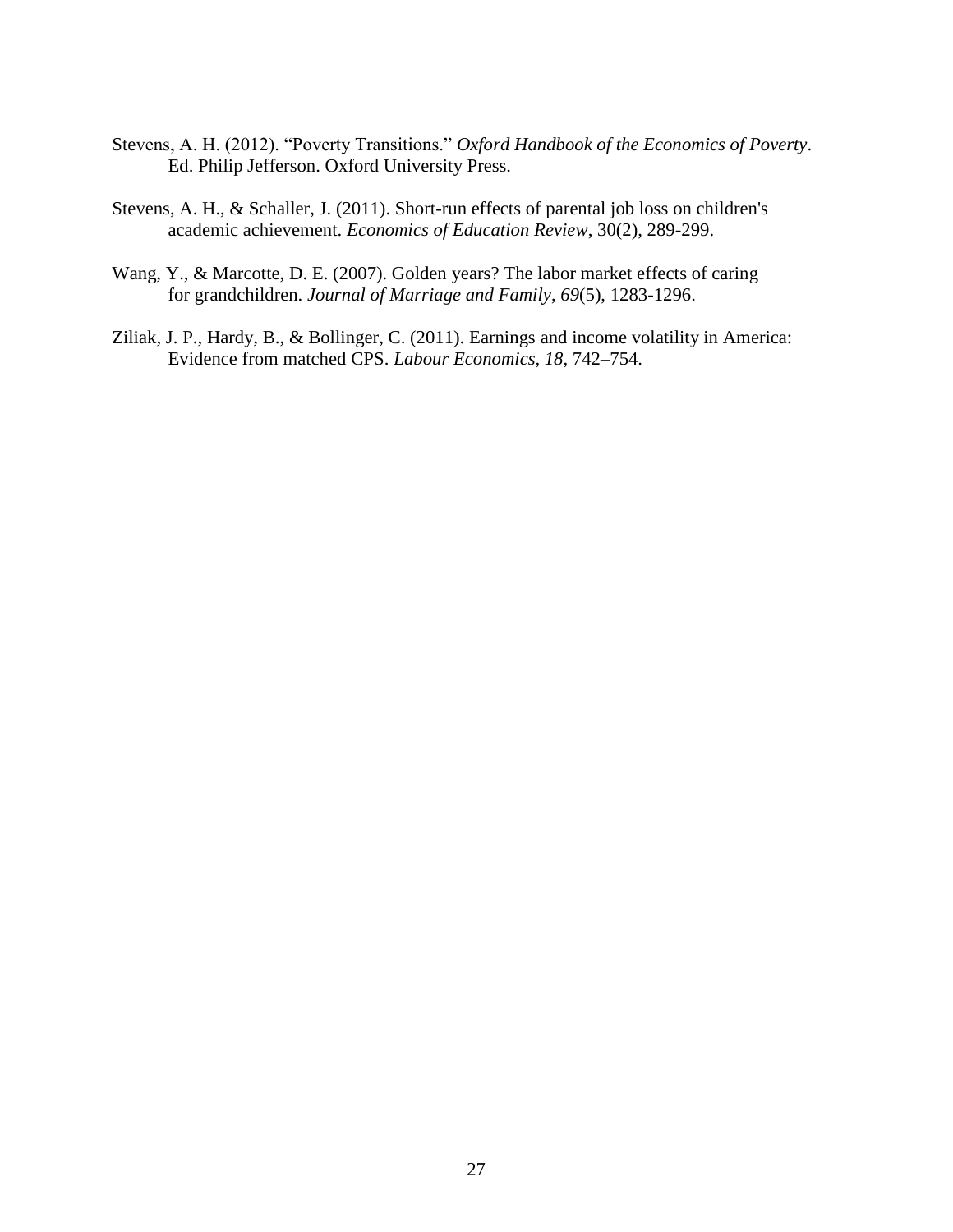Stevens, A. H. (2012). "Poverty Transitions." *Oxford Handbook of the Economics of Poverty*. Ed. Philip Jefferson. Oxford University Press.

Stevens, A. H., & Schaller, J. (2011). Short-run effects of parental job loss on children's academic achievement. *Economics of Education Review*, 30(2), 289-299.

Wang, Y., & Marcotte, D. E. (2007). Golden years? The labor market effects of caring for grandchildren. *Journal of Marriage and Family*, *69*(5), 1283-1296.

Ziliak, J. P., Hardy, B., & Bollinger, C. (2011). Earnings and income volatility in America: Evidence from matched CPS. *Labour Economics, 18*, 742–754.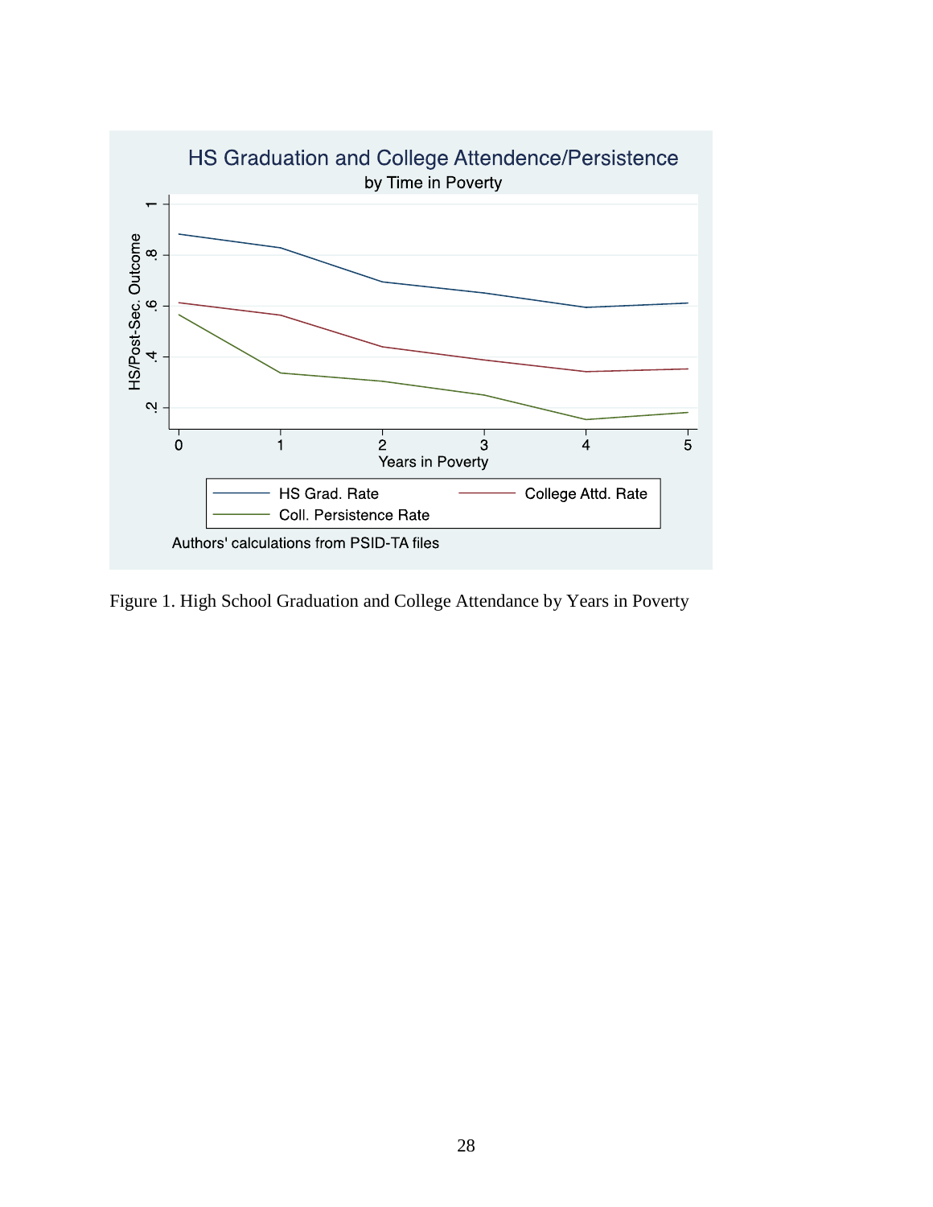Figure 1. High School Graduation and College Attendance by Years in Poverty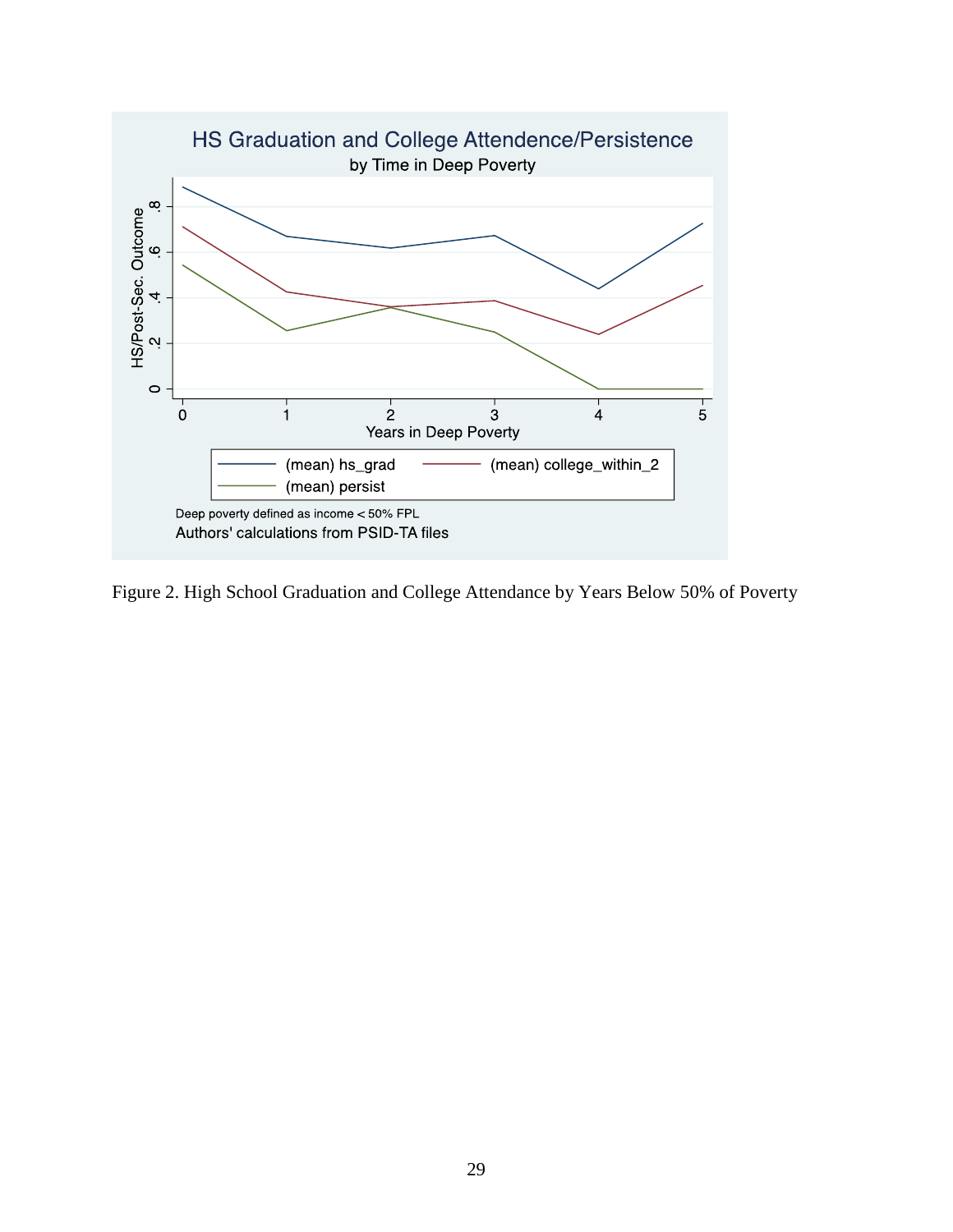Figure 2. High School Graduation and College Attendance by Years Below 50% of Poverty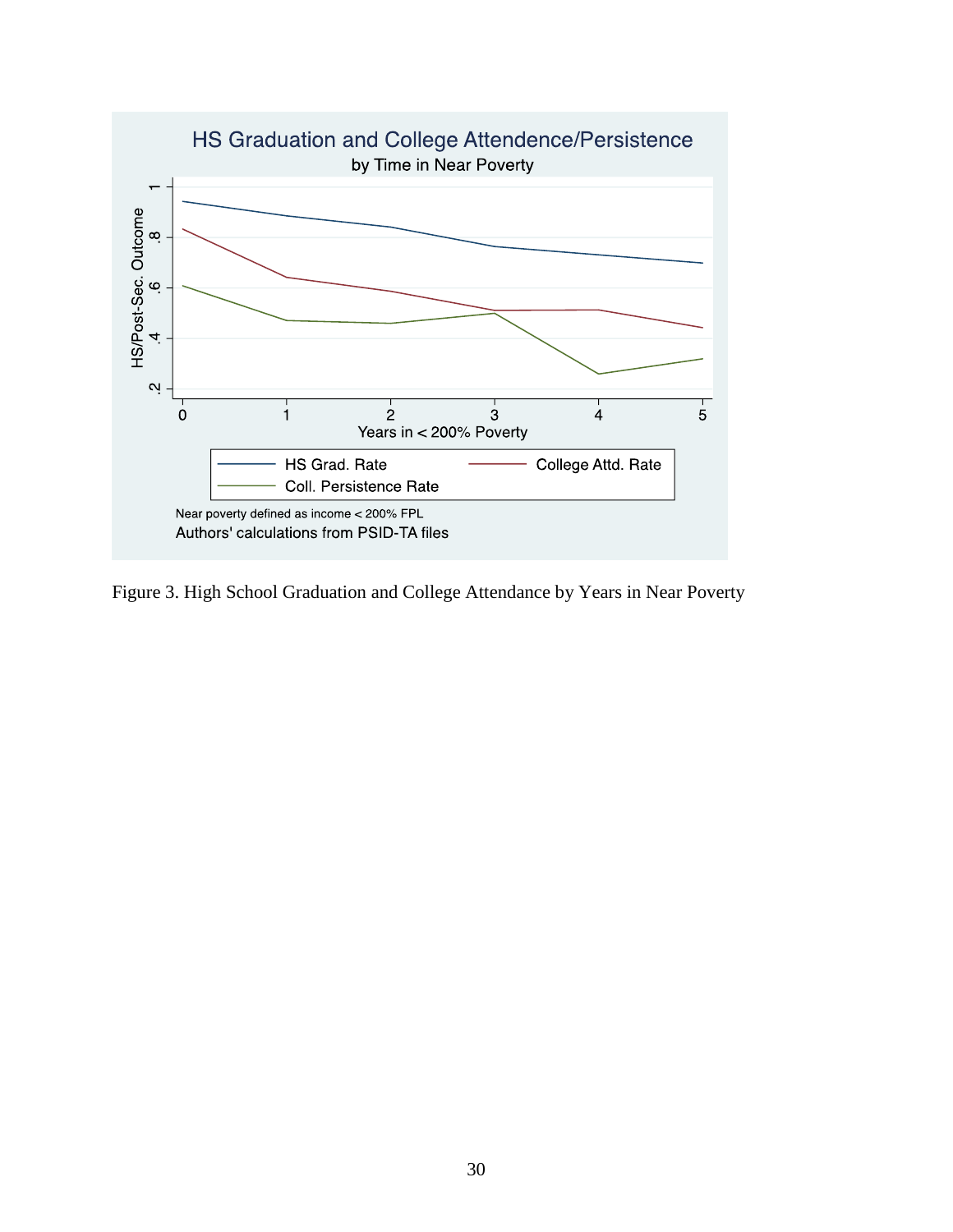HS Graduation and College Attendence/Persistence

by Time in Near Poverty

HS/Post-Sec. Outcome

Years in < 200% Poverty

HS Grad. Rate | College Attd. Rate | Coll. Persistence Rate

Near poverty defined as income < 200% FPL

Authors' calculations from PSID-TA files

Figure 3. High School Graduation and College Attendance by Years in Near Poverty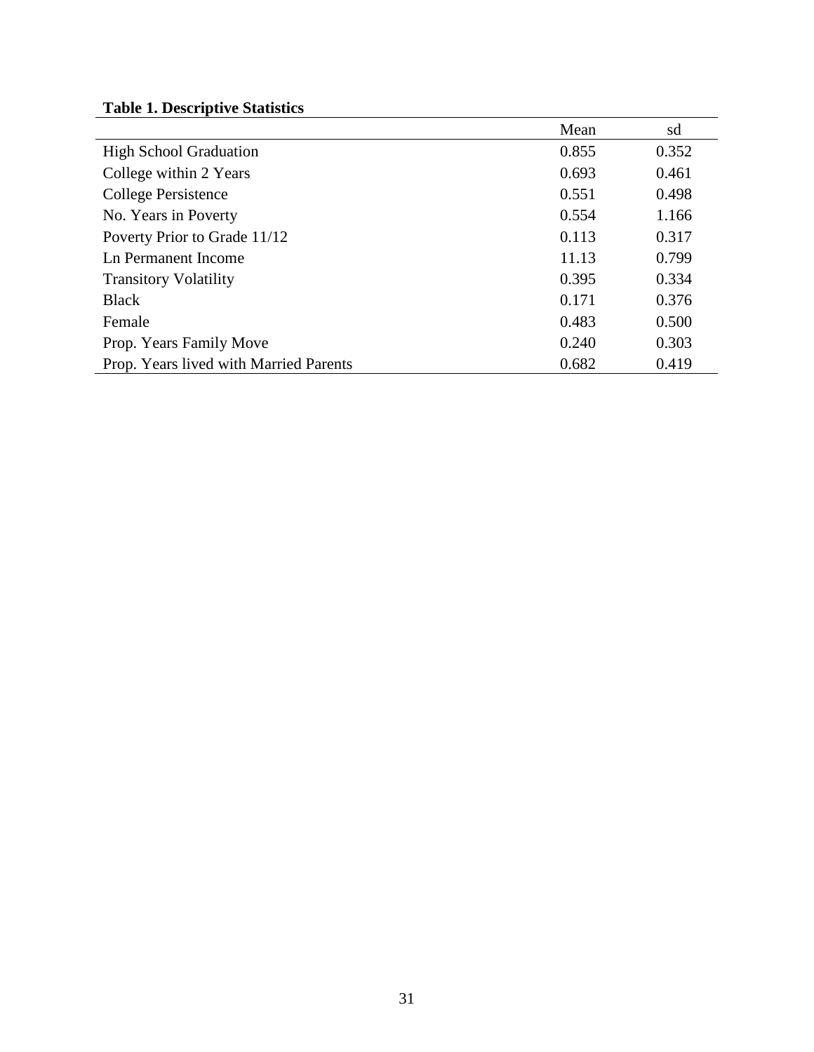**Table 1. Descriptive Statistics**

| | Mean | sd |
|---|---|---|
| High School Graduation | 0.855 | 0.352 |
| College within 2 Years | 0.693 | 0.461 |
| College Persistence | 0.551 | 0.498 |
| No. Years in Poverty | 0.554 | 1.166 |
| Poverty Prior to Grade 11/12 | 0.113 | 0.317 |
| Ln Permanent Income | 11.13 | 0.799 |
| Transitory Volatility | 0.395 | 0.334 |
| Black | 0.171 | 0.376 |
| Female | 0.483 | 0.500 |
| Prop. Years Family Move | 0.240 | 0.303 |
| Prop. Years lived with Married Parents | 0.682 | 0.419 |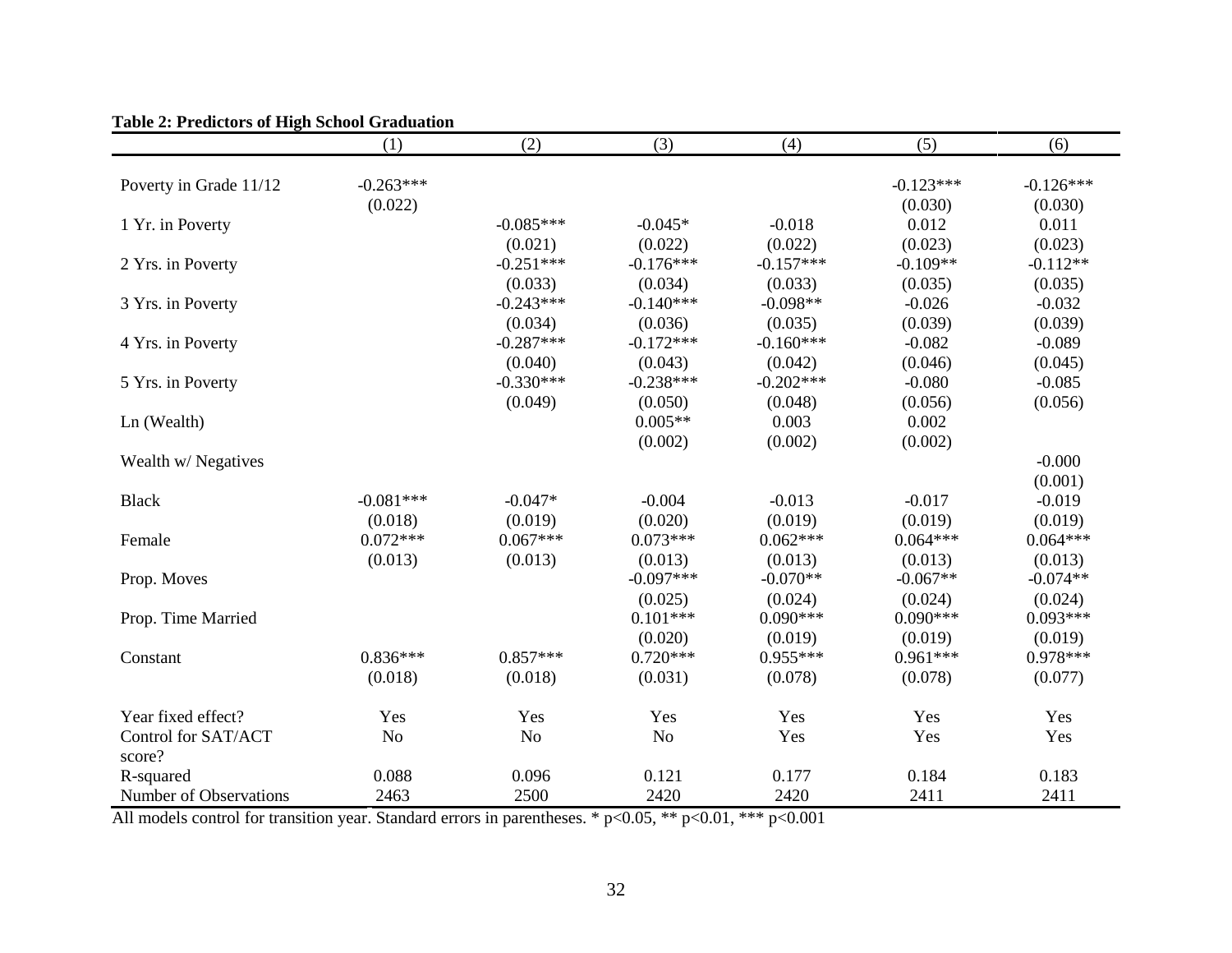**Table 2: Predictors of High School Graduation**

| | (1) | (2) | (3) | (4) | (5) | (6) |
|---|---|---|---|---|---|---|
| Poverty in Grade 11/12 | -0.263*** | | | | -0.123*** | -0.126*** |
| | (0.022) | | | | (0.030) | (0.030) |
| 1 Yr. in Poverty | | -0.085*** | -0.045* | -0.018 | 0.012 | 0.011 |
| | | (0.021) | (0.022) | (0.022) | (0.023) | (0.023) |
| 2 Yrs. in Poverty | | -0.251*** | -0.176*** | -0.157*** | -0.109** | -0.112** |
| | | (0.033) | (0.034) | (0.033) | (0.035) | (0.035) |
| 3 Yrs. in Poverty | | -0.243*** | -0.140*** | -0.098** | -0.026 | -0.032 |
| | | (0.034) | (0.036) | (0.035) | (0.039) | (0.039) |
| 4 Yrs. in Poverty | | -0.287*** | -0.172*** | -0.160*** | -0.082 | -0.089 |
| | | (0.040) | (0.043) | (0.042) | (0.046) | (0.045) |
| 5 Yrs. in Poverty | | -0.330*** | -0.238*** | -0.202*** | -0.080 | -0.085 |
| | | (0.049) | (0.050) | (0.048) | (0.056) | (0.056) |
| Ln (Wealth) | | | 0.005** | 0.003 | 0.002 | |
| | | | (0.002) | (0.002) | (0.002) | |
| Wealth w/ Negatives | | | | | | -0.000 |
| | | | | | | (0.001) |
| Black | -0.081*** | -0.047* | -0.004 | -0.013 | -0.017 | -0.019 |
| | (0.018) | (0.019) | (0.020) | (0.019) | (0.019) | (0.019) |
| Female | 0.072*** | 0.067*** | 0.073*** | 0.062*** | 0.064*** | 0.064*** |
| | (0.013) | (0.013) | (0.013) | (0.013) | (0.013) | (0.013) |
| Prop. Moves | | | -0.097*** | -0.070** | -0.067** | -0.074** |
| | | | (0.025) | (0.024) | (0.024) | (0.024) |
| Prop. Time Married | | | 0.101*** | 0.090*** | 0.090*** | 0.093*** |
| | | | (0.020) | (0.019) | (0.019) | (0.019) |
| Constant | 0.836*** | 0.857*** | 0.720*** | 0.955*** | 0.961*** | 0.978*** |
| | (0.018) | (0.018) | (0.031) | (0.078) | (0.078) | (0.077) |
| Year fixed effect? | Yes | Yes | Yes | Yes | Yes | Yes |
| Control for SAT/ACT score? | No | No | No | Yes | Yes | Yes |
| R-squared | 0.088 | 0.096 | 0.121 | 0.177 | 0.184 | 0.183 |
| Number of Observations | 2463 | 2500 | 2420 | 2420 | 2411 | 2411 |

All models control for transition year. Standard errors in parentheses. * $p<0.05$, ** $p<0.01$, *** $p<0.001$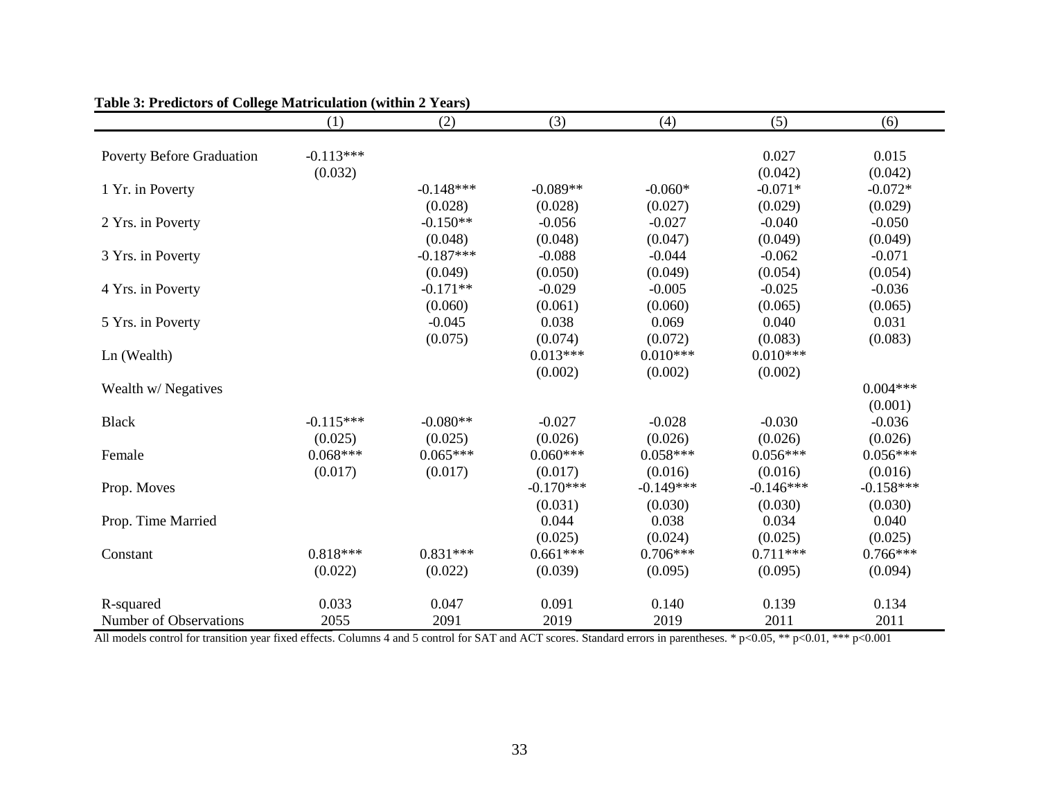**Table 3: Predictors of College Matriculation (within 2 Years)**

| | (1) | (2) | (3) | (4) | (5) | (6) |
|---|---|---|---|---|---|---|
| Poverty Before Graduation | -0.113*** | | | | 0.027 | 0.015 |
| | (0.032) | | | | (0.042) | (0.042) |
| 1 Yr. in Poverty | | -0.148*** | -0.089** | -0.060* | -0.071* | -0.072* |
| | | (0.028) | (0.028) | (0.027) | (0.029) | (0.029) |
| 2 Yrs. in Poverty | | -0.150** | -0.056 | -0.027 | -0.040 | -0.050 |
| | | (0.048) | (0.048) | (0.047) | (0.049) | (0.049) |
| 3 Yrs. in Poverty | | -0.187*** | -0.088 | -0.044 | -0.062 | -0.071 |
| | | (0.049) | (0.050) | (0.049) | (0.054) | (0.054) |
| 4 Yrs. in Poverty | | -0.171** | -0.029 | -0.005 | -0.025 | -0.036 |
| | | (0.060) | (0.061) | (0.060) | (0.065) | (0.065) |
| 5 Yrs. in Poverty | | -0.045 | 0.038 | 0.069 | 0.040 | 0.031 |
| | | (0.075) | (0.074) | (0.072) | (0.083) | (0.083) |
| Ln (Wealth) | | | 0.013*** | 0.010*** | 0.010*** | |
| | | | (0.002) | (0.002) | (0.002) | |
| Wealth w/ Negatives | | | | | | 0.004*** |
| | | | | | | (0.001) |
| Black | -0.115*** | -0.080** | -0.027 | -0.028 | -0.030 | -0.036 |
| | (0.025) | (0.025) | (0.026) | (0.026) | (0.026) | (0.026) |
| Female | 0.068*** | 0.065*** | 0.060*** | 0.058*** | 0.056*** | 0.056*** |
| | (0.017) | (0.017) | (0.017) | (0.016) | (0.016) | (0.016) |
| Prop. Moves | | | -0.170*** | -0.149*** | -0.146*** | -0.158*** |
| | | | (0.031) | (0.030) | (0.030) | (0.030) |
| Prop. Time Married | | | 0.044 | 0.038 | 0.034 | 0.040 |
| | | | (0.025) | (0.024) | (0.025) | (0.025) |
| Constant | 0.818*** | 0.831*** | 0.661*** | 0.706*** | 0.711*** | 0.766*** |
| | (0.022) | (0.022) | (0.039) | (0.095) | (0.095) | (0.094) |
| R-squared | 0.033 | 0.047 | 0.091 | 0.140 | 0.139 | 0.134 |
| Number of Observations | 2055 | 2091 | 2019 | 2019 | 2011 | 2011 |

All models control for transition year fixed effects. Columns 4 and 5 control for SAT and ACT scores. Standard errors in parentheses. * $p<0.05$, ** $p<0.01$, *** $p<0.001$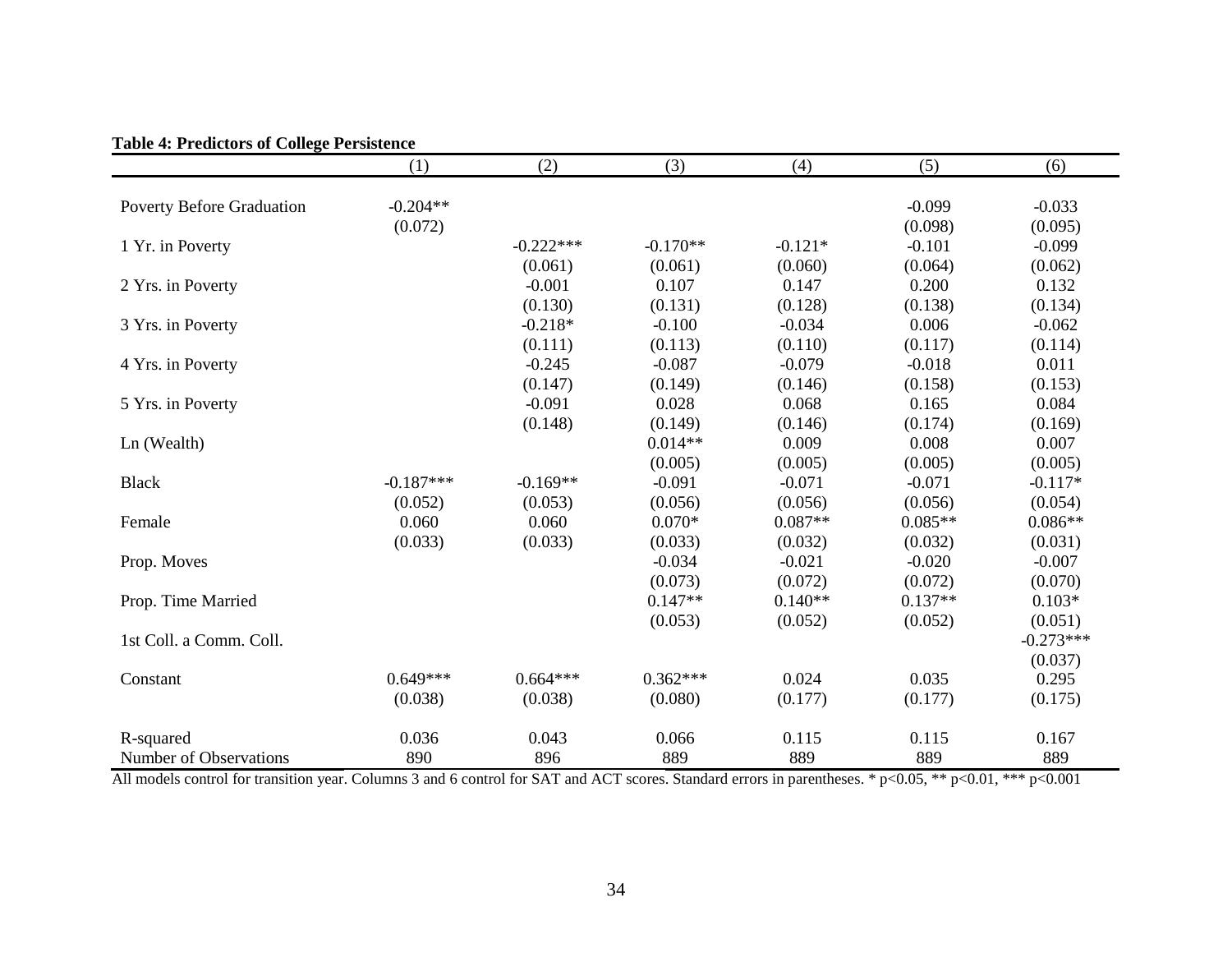**Table 4: Predictors of College Persistence**

| | (1) | (2) | (3) | (4) | (5) | (6) |
|---|---|---|---|---|---|---|
| Poverty Before Graduation | -0.204** | | | | -0.099 | -0.033 |
| | (0.072) | | | | (0.098) | (0.095) |
| 1 Yr. in Poverty | | -0.222*** | -0.170** | -0.121* | -0.101 | -0.099 |
| | | (0.061) | (0.061) | (0.060) | (0.064) | (0.062) |
| 2 Yrs. in Poverty | | -0.001 | 0.107 | 0.147 | 0.200 | 0.132 |
| | | (0.130) | (0.131) | (0.128) | (0.138) | (0.134) |
| 3 Yrs. in Poverty | | -0.218* | -0.100 | -0.034 | 0.006 | -0.062 |
| | | (0.111) | (0.113) | (0.110) | (0.117) | (0.114) |
| 4 Yrs. in Poverty | | -0.245 | -0.087 | -0.079 | -0.018 | 0.011 |
| | | (0.147) | (0.149) | (0.146) | (0.158) | (0.153) |
| 5 Yrs. in Poverty | | -0.091 | 0.028 | 0.068 | 0.165 | 0.084 |
| | | (0.148) | (0.149) | (0.146) | (0.174) | (0.169) |
| Ln (Wealth) | | | 0.014** | 0.009 | 0.008 | 0.007 |
| | | | (0.005) | (0.005) | (0.005) | (0.005) |
| Black | -0.187*** | -0.169** | -0.091 | -0.071 | -0.071 | -0.117* |
| | (0.052) | (0.053) | (0.056) | (0.056) | (0.056) | (0.054) |
| Female | 0.060 | 0.060 | 0.070* | 0.087** | 0.085** | 0.086** |
| | (0.033) | (0.033) | (0.033) | (0.032) | (0.032) | (0.031) |
| Prop. Moves | | | -0.034 | -0.021 | -0.020 | -0.007 |
| | | | (0.073) | (0.072) | (0.072) | (0.070) |
| Prop. Time Married | | | 0.147** | 0.140** | 0.137** | 0.103* |
| | | | (0.053) | (0.052) | (0.052) | (0.051) |
| 1st Coll. a Comm. Coll. | | | | | | -0.273*** |
| | | | | | | (0.037) |
| Constant | 0.649*** | 0.664*** | 0.362*** | 0.024 | 0.035 | 0.295 |
| | (0.038) | (0.038) | (0.080) | (0.177) | (0.177) | (0.175) |
| R-squared | 0.036 | 0.043 | 0.066 | 0.115 | 0.115 | 0.167 |
| Number of Observations | 890 | 896 | 889 | 889 | 889 | 889 |

All models control for transition year. Columns 3 and 6 control for SAT and ACT scores. Standard errors in parentheses. * $p<0.05$, ** $p<0.01$, *** $p<0.001$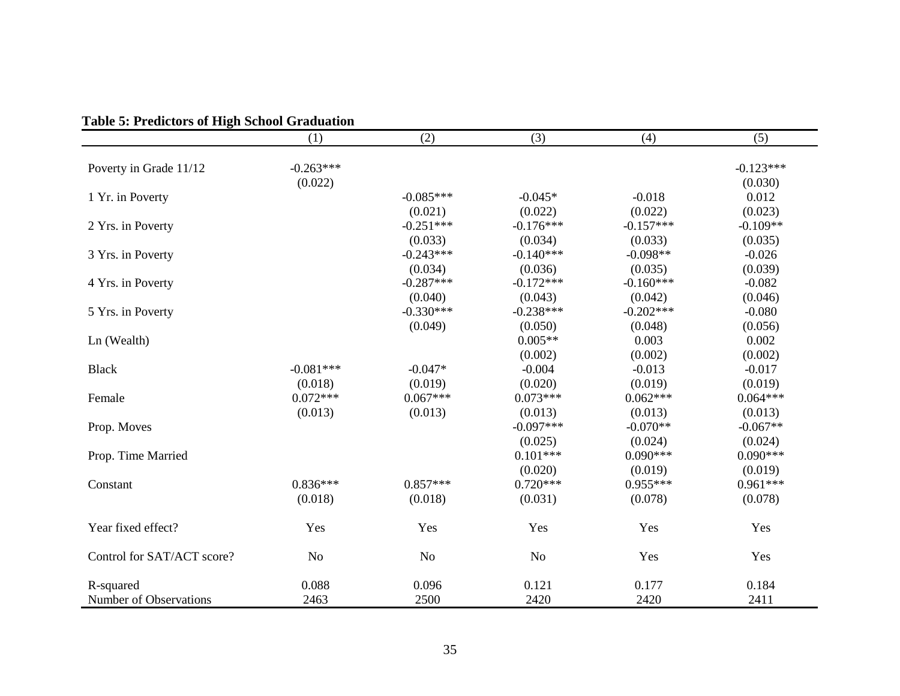**Table 5: Predictors of High School Graduation**

| | (1) | (2) | (3) | (4) | (5) |
|---|---|---|---|---|---|
| Poverty in Grade 11/12 | -0.263*** | | | | -0.123*** |
| | (0.022) | | | | (0.030) |
| 1 Yr. in Poverty | | -0.085*** | -0.045* | -0.018 | 0.012 |
| | | (0.021) | (0.022) | (0.022) | (0.023) |
| 2 Yrs. in Poverty | | -0.251*** | -0.176*** | -0.157*** | -0.109** |
| | | (0.033) | (0.034) | (0.033) | (0.035) |
| 3 Yrs. in Poverty | | -0.243*** | -0.140*** | -0.098** | -0.026 |
| | | (0.034) | (0.036) | (0.035) | (0.039) |
| 4 Yrs. in Poverty | | -0.287*** | -0.172*** | -0.160*** | -0.082 |
| | | (0.040) | (0.043) | (0.042) | (0.046) |
| 5 Yrs. in Poverty | | -0.330*** | -0.238*** | -0.202*** | -0.080 |
| | | (0.049) | (0.050) | (0.048) | (0.056) |
| Ln (Wealth) | | | 0.005** | 0.003 | 0.002 |
| | | | (0.002) | (0.002) | (0.002) |
| Black | -0.081*** | -0.047* | -0.004 | -0.013 | -0.017 |
| | (0.018) | (0.019) | (0.020) | (0.019) | (0.019) |
| Female | 0.072*** | 0.067*** | 0.073*** | 0.062*** | 0.064*** |
| | (0.013) | (0.013) | (0.013) | (0.013) | (0.013) |
| Prop. Moves | | | -0.097*** | -0.070** | -0.067** |
| | | | (0.025) | (0.024) | (0.024) |
| Prop. Time Married | | | 0.101*** | 0.090*** | 0.090*** |
| | | | (0.020) | (0.019) | (0.019) |
| Constant | 0.836*** | 0.857*** | 0.720*** | 0.955*** | 0.961*** |
| | (0.018) | (0.018) | (0.031) | (0.078) | (0.078) |
| Year fixed effect? | Yes | Yes | Yes | Yes | Yes |
| Control for SAT/ACT score? | No | No | No | Yes | Yes |
| R-squared | 0.088 | 0.096 | 0.121 | 0.177 | 0.184 |
| Number of Observations | 2463 | 2500 | 2420 | 2420 | 2411 |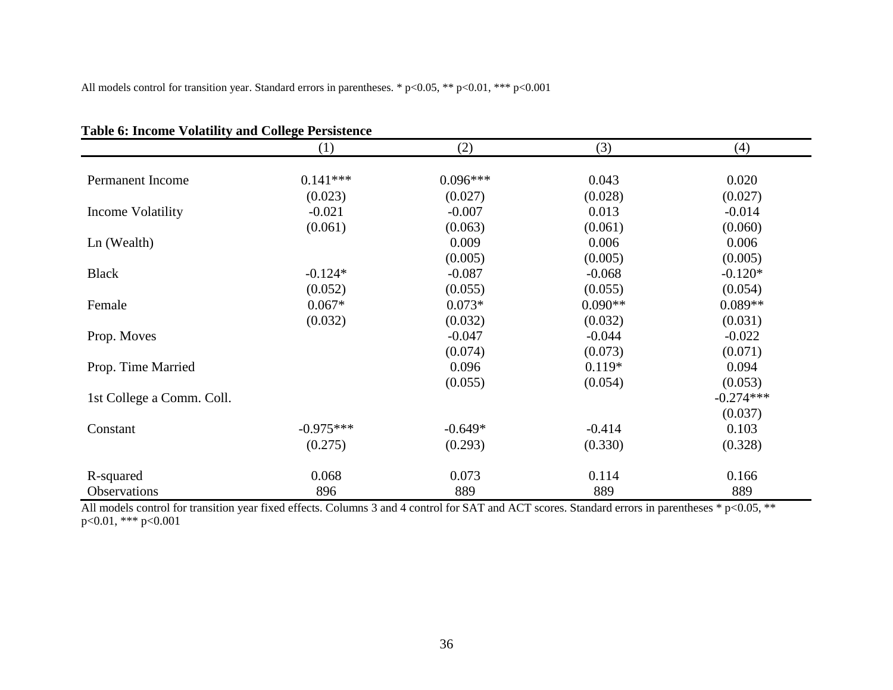All models control for transition year. Standard errors in parentheses. * p<0.05, ** p<0.01, *** p<0.001

**Table 6: Income Volatility and College Persistence**

| | (1) | (2) | (3) | (4) |
|---|---|---|---|---|
| Permanent Income | 0.141*** | 0.096*** | 0.043 | 0.020 |
| | (0.023) | (0.027) | (0.028) | (0.027) |
| Income Volatility | -0.021 | -0.007 | 0.013 | -0.014 |
| | (0.061) | (0.063) | (0.061) | (0.060) |
| Ln (Wealth) | | 0.009 | 0.006 | 0.006 |
| | | (0.005) | (0.005) | (0.005) |
| Black | -0.124* | -0.087 | -0.068 | -0.120* |
| | (0.052) | (0.055) | (0.055) | (0.054) |
| Female | 0.067* | 0.073* | 0.090** | 0.089** |
| | (0.032) | (0.032) | (0.032) | (0.031) |
| Prop. Moves | | -0.047 | -0.044 | -0.022 |
| | | (0.074) | (0.073) | (0.071) |
| Prop. Time Married | | 0.096 | 0.119* | 0.094 |
| | | (0.055) | (0.054) | (0.053) |
| 1st College a Comm. Coll. | | | | -0.274*** |
| | | | | (0.037) |
| Constant | -0.975*** | -0.649* | -0.414 | 0.103 |
| | (0.275) | (0.293) | (0.330) | (0.328) |
| R-squared | 0.068 | 0.073 | 0.114 | 0.166 |
| Observations | 896 | 889 | 889 | 889 |

All models control for transition year fixed effects. Columns 3 and 4 control for SAT and ACT scores. Standard errors in parentheses * p<0.05, ** p<0.01, *** p<0.001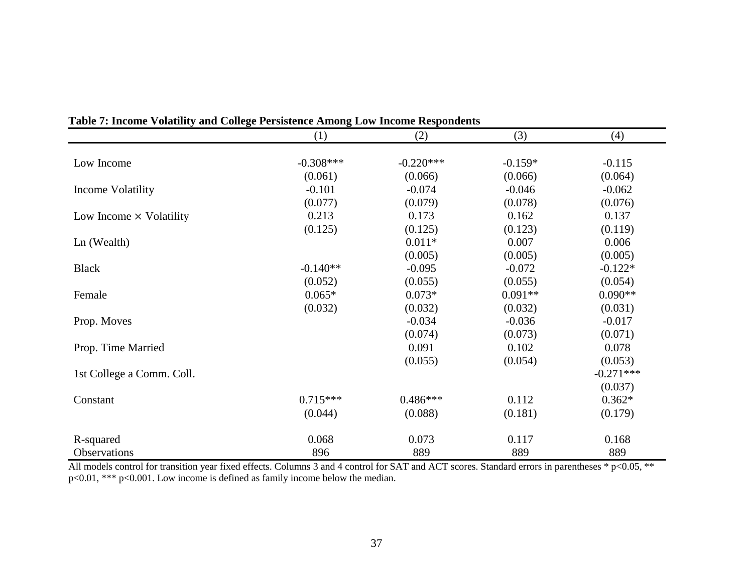**Table 7: Income Volatility and College Persistence Among Low Income Respondents**

| | (1) | (2) | (3) | (4) |
|---|---|---|---|---|
| Low Income | -0.308*** | -0.220*** | -0.159* | -0.115 |
| | (0.061) | (0.066) | (0.066) | (0.064) |
| Income Volatility | -0.101 | -0.074 | -0.046 | -0.062 |
| | (0.077) | (0.079) | (0.078) | (0.076) |
| Low Income × Volatility | 0.213 | 0.173 | 0.162 | 0.137 |
| | (0.125) | (0.125) | (0.123) | (0.119) |
| Ln (Wealth) | | 0.011* | 0.007 | 0.006 |
| | | (0.005) | (0.005) | (0.005) |
| Black | -0.140** | -0.095 | -0.072 | -0.122* |
| | (0.052) | (0.055) | (0.055) | (0.054) |
| Female | 0.065* | 0.073* | 0.091** | 0.090** |
| | (0.032) | (0.032) | (0.032) | (0.031) |
| Prop. Moves | | -0.034 | -0.036 | -0.017 |
| | | (0.074) | (0.073) | (0.071) |
| Prop. Time Married | | 0.091 | 0.102 | 0.078 |
| | | (0.055) | (0.054) | (0.053) |
| 1st College a Comm. Coll. | | | | -0.271*** |
| | | | | (0.037) |
| Constant | 0.715*** | 0.486*** | 0.112 | 0.362* |
| | (0.044) | (0.088) | (0.181) | (0.179) |
| R-squared | 0.068 | 0.073 | 0.117 | 0.168 |
| Observations | 896 | 889 | 889 | 889 |

All models control for transition year fixed effects. Columns 3 and 4 control for SAT and ACT scores. Standard errors in parentheses * p<0.05, ** p<0.01, *** p<0.001. Low income is defined as family income below the median.